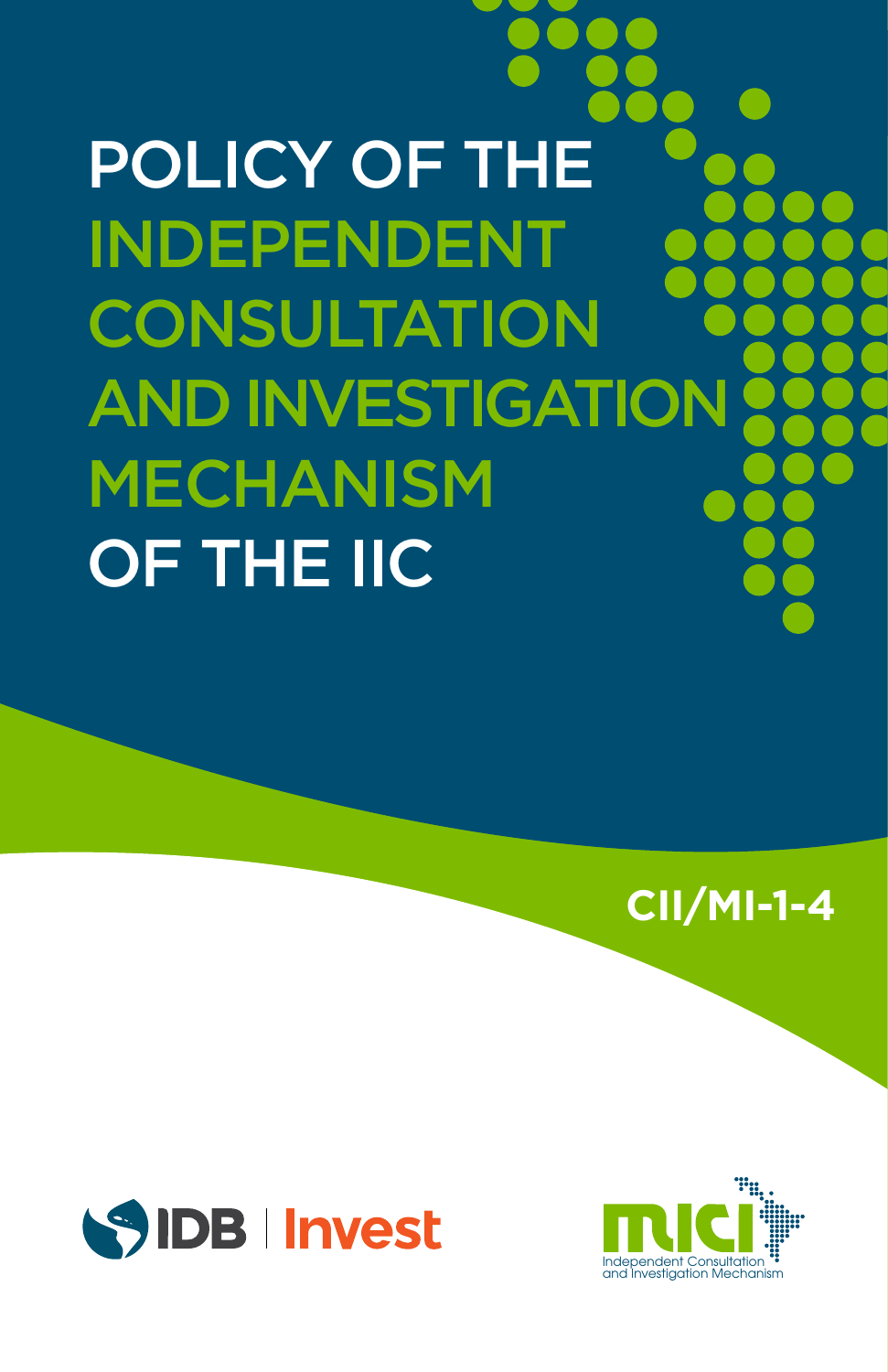# POLICY OF THE INDEPENDENT CONSULTATION AND INVESTIGATION MECHANISM OF THE IIC

**CII/MI-1-4**

IDB | Invest

MICI

Independent Consultation and Investigation Mechanism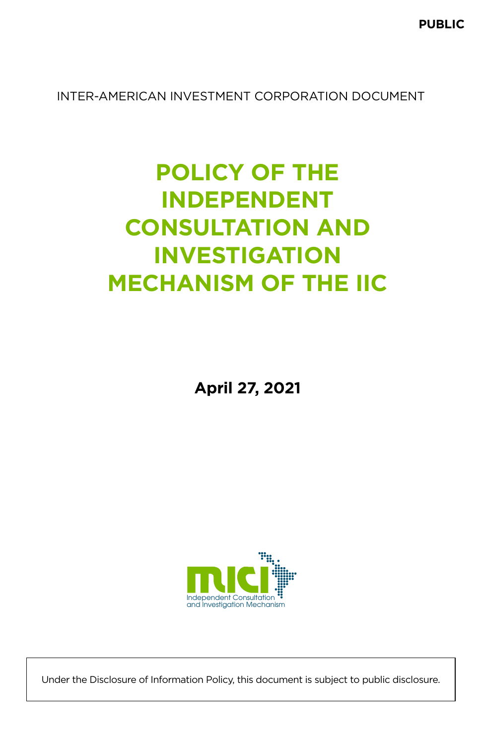PUBLIC

INTER-AMERICAN INVESTMENT CORPORATION DOCUMENT

# POLICY OF THE INDEPENDENT CONSULTATION AND INVESTIGATION MECHANISM OF THE IIC

**April 27, 2021**

Under the Disclosure of Information Policy, this document is subject to public disclosure.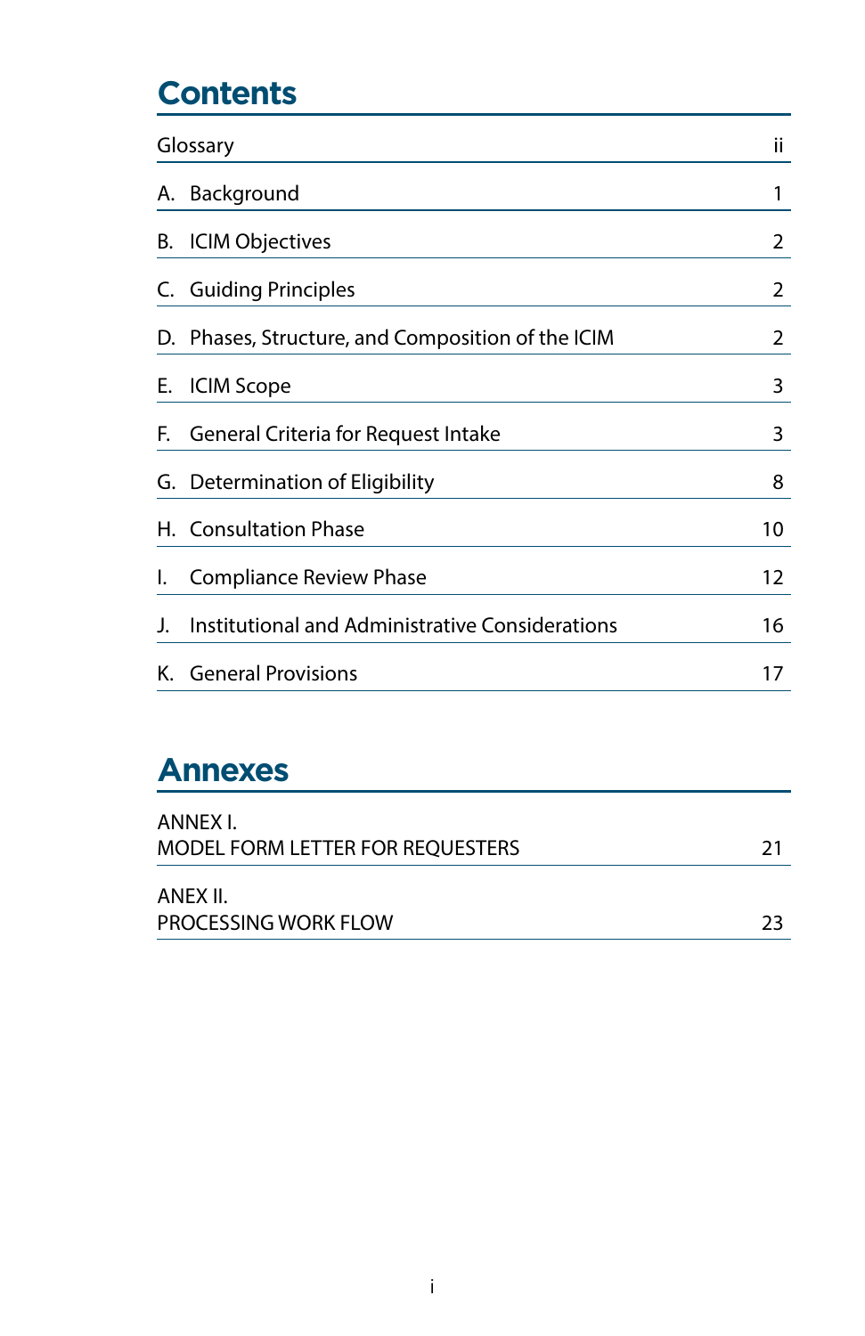# Contents

| | |
|---|---|
| Glossary | ii |
| A. Background | 1 |
| B. ICIM Objectives | 2 |
| C. Guiding Principles | 2 |
| D. Phases, Structure, and Composition of the ICIM | 2 |
| E. ICIM Scope | 3 |
| F. General Criteria for Request Intake | 3 |
| G. Determination of Eligibility | 8 |
| H. Consultation Phase | 10 |
| I. Compliance Review Phase | 12 |
| J. Institutional and Administrative Considerations | 16 |
| K. General Provisions | 17 |

# Annexes

| | |
|---|---|
| ANNEX I. MODEL FORM LETTER FOR REQUESTERS | 21 |
| ANEX II. PROCESSING WORK FLOW | 23 |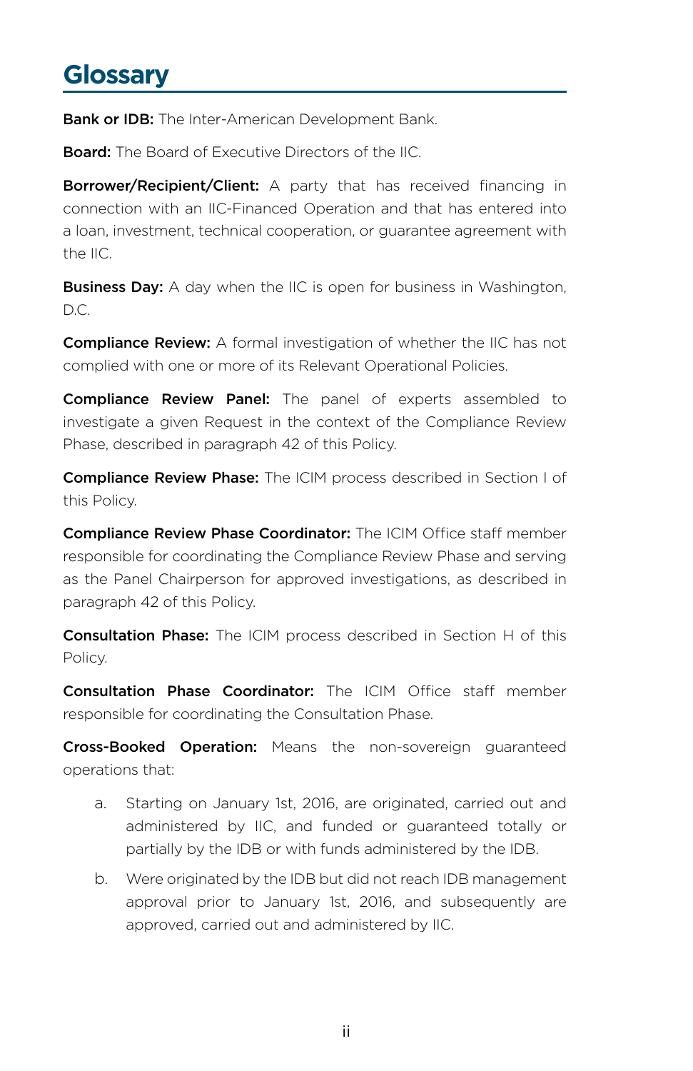# Glossary

**Bank or IDB:** The Inter-American Development Bank.

**Board:** The Board of Executive Directors of the IIC.

**Borrower/Recipient/Client:** A party that has received financing in connection with an IIC-Financed Operation and that has entered into a loan, investment, technical cooperation, or guarantee agreement with the IIC.

**Business Day:** A day when the IIC is open for business in Washington, D.C.

**Compliance Review:** A formal investigation of whether the IIC has not complied with one or more of its Relevant Operational Policies.

**Compliance Review Panel:** The panel of experts assembled to investigate a given Request in the context of the Compliance Review Phase, described in paragraph 42 of this Policy.

**Compliance Review Phase:** The ICIM process described in Section I of this Policy.

**Compliance Review Phase Coordinator:** The ICIM Office staff member responsible for coordinating the Compliance Review Phase and serving as the Panel Chairperson for approved investigations, as described in paragraph 42 of this Policy.

**Consultation Phase:** The ICIM process described in Section H of this Policy.

**Consultation Phase Coordinator:** The ICIM Office staff member responsible for coordinating the Consultation Phase.

**Cross-Booked Operation:** Means the non-sovereign guaranteed operations that:

a. Starting on January 1st, 2016, are originated, carried out and administered by IIC, and funded or guaranteed totally or partially by the IDB or with funds administered by the IDB.

b. Were originated by the IDB but did not reach IDB management approval prior to January 1st, 2016, and subsequently are approved, carried out and administered by IIC.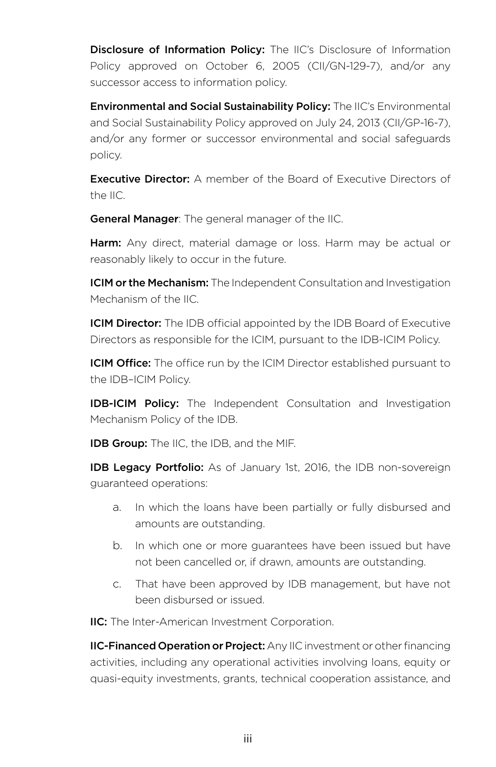**Disclosure of Information Policy:** The IIC's Disclosure of Information Policy approved on October 6, 2005 (CII/GN-129-7), and/or any successor access to information policy.

**Environmental and Social Sustainability Policy:** The IIC's Environmental and Social Sustainability Policy approved on July 24, 2013 (CII/GP-16-7), and/or any former or successor environmental and social safeguards policy.

**Executive Director:** A member of the Board of Executive Directors of the IIC.

**General Manager**: The general manager of the IIC.

**Harm:** Any direct, material damage or loss. Harm may be actual or reasonably likely to occur in the future.

**ICIM or the Mechanism:** The Independent Consultation and Investigation Mechanism of the IIC.

**ICIM Director:** The IDB official appointed by the IDB Board of Executive Directors as responsible for the ICIM, pursuant to the IDB-ICIM Policy.

**ICIM Office:** The office run by the ICIM Director established pursuant to the IDB–ICIM Policy.

**IDB-ICIM Policy:** The Independent Consultation and Investigation Mechanism Policy of the IDB.

**IDB Group:** The IIC, the IDB, and the MIF.

**IDB Legacy Portfolio:** As of January 1st, 2016, the IDB non-sovereign guaranteed operations:

a. In which the loans have been partially or fully disbursed and amounts are outstanding.

b. In which one or more guarantees have been issued but have not been cancelled or, if drawn, amounts are outstanding.

c. That have been approved by IDB management, but have not been disbursed or issued.

**IIC:** The Inter-American Investment Corporation.

**IIC-Financed Operation or Project:** Any IIC investment or other financing activities, including any operational activities involving loans, equity or quasi-equity investments, grants, technical cooperation assistance, and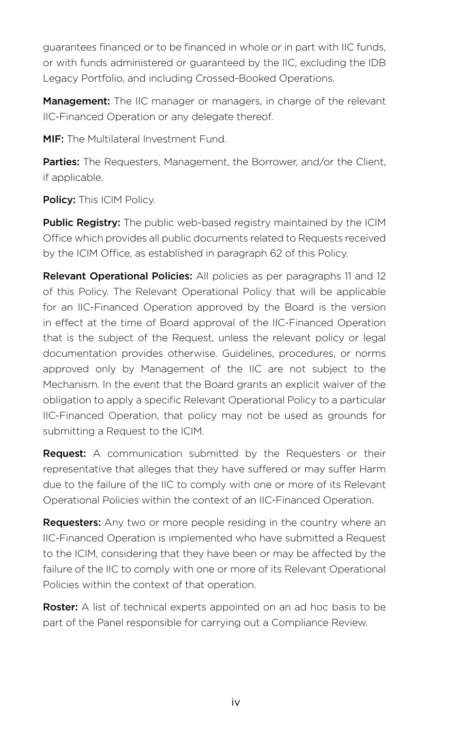guarantees financed or to be financed in whole or in part with IIC funds, or with funds administered or guaranteed by the IIC, excluding the IDB Legacy Portfolio, and including Crossed-Booked Operations.

**Management:** The IIC manager or managers, in charge of the relevant IIC-Financed Operation or any delegate thereof.

**MIF:** The Multilateral Investment Fund.

**Parties:** The Requesters, Management, the Borrower, and/or the Client, if applicable.

**Policy:** This ICIM Policy.

**Public Registry:** The public web-based registry maintained by the ICIM Office which provides all public documents related to Requests received by the ICIM Office, as established in paragraph 62 of this Policy.

**Relevant Operational Policies:** All policies as per paragraphs 11 and 12 of this Policy. The Relevant Operational Policy that will be applicable for an IIC-Financed Operation approved by the Board is the version in effect at the time of Board approval of the IIC-Financed Operation that is the subject of the Request, unless the relevant policy or legal documentation provides otherwise. Guidelines, procedures, or norms approved only by Management of the IIC are not subject to the Mechanism. In the event that the Board grants an explicit waiver of the obligation to apply a specific Relevant Operational Policy to a particular IIC-Financed Operation, that policy may not be used as grounds for submitting a Request to the ICIM.

**Request:** A communication submitted by the Requesters or their representative that alleges that they have suffered or may suffer Harm due to the failure of the IIC to comply with one or more of its Relevant Operational Policies within the context of an IIC-Financed Operation.

**Requesters:** Any two or more people residing in the country where an IIC-Financed Operation is implemented who have submitted a Request to the ICIM, considering that they have been or may be affected by the failure of the IIC to comply with one or more of its Relevant Operational Policies within the context of that operation.

**Roster:** A list of technical experts appointed on an ad hoc basis to be part of the Panel responsible for carrying out a Compliance Review.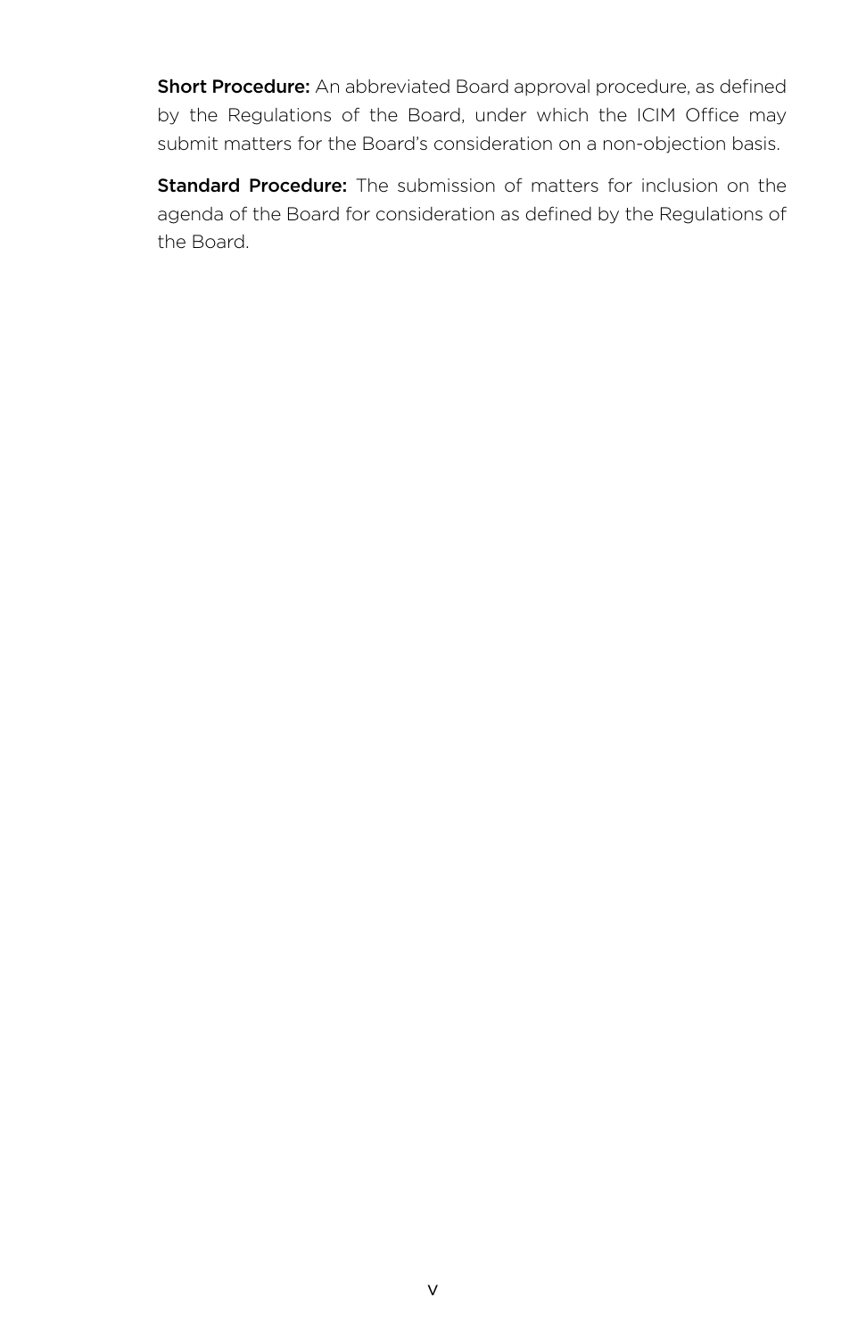**Short Procedure:** An abbreviated Board approval procedure, as defined by the Regulations of the Board, under which the ICIM Office may submit matters for the Board's consideration on a non-objection basis.

**Standard Procedure:** The submission of matters for inclusion on the agenda of the Board for consideration as defined by the Regulations of the Board.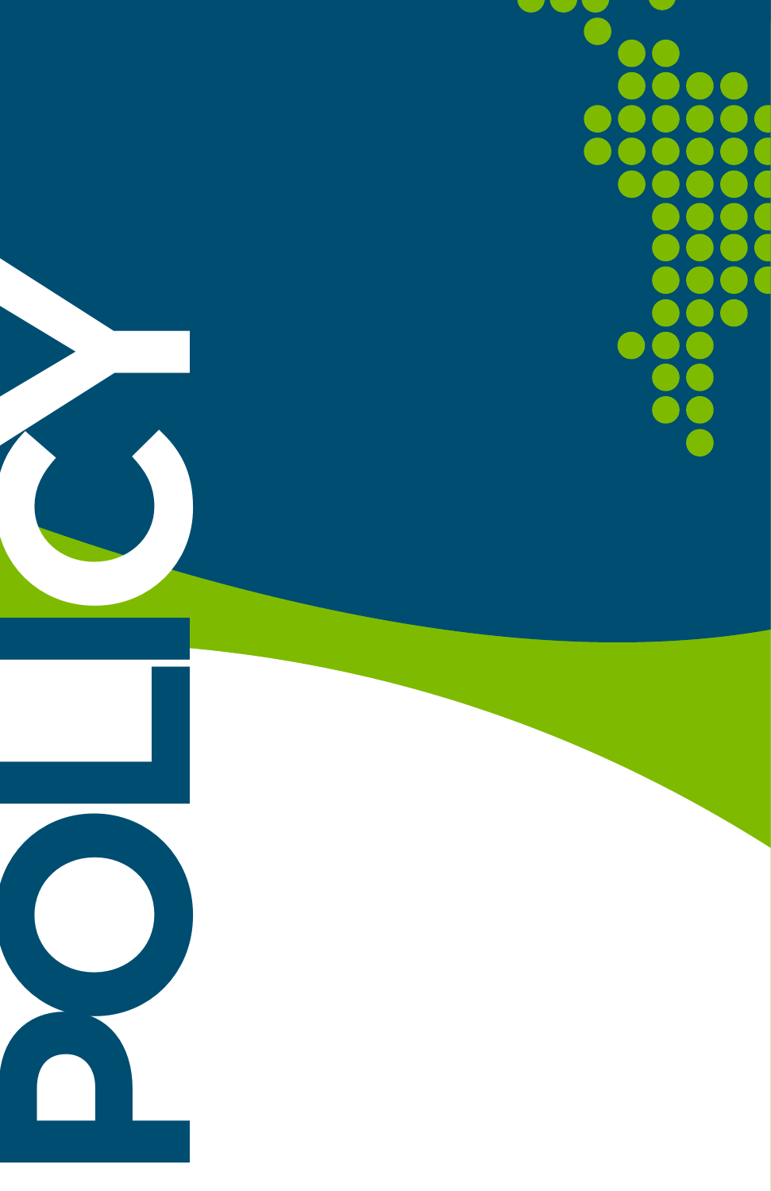# POLICY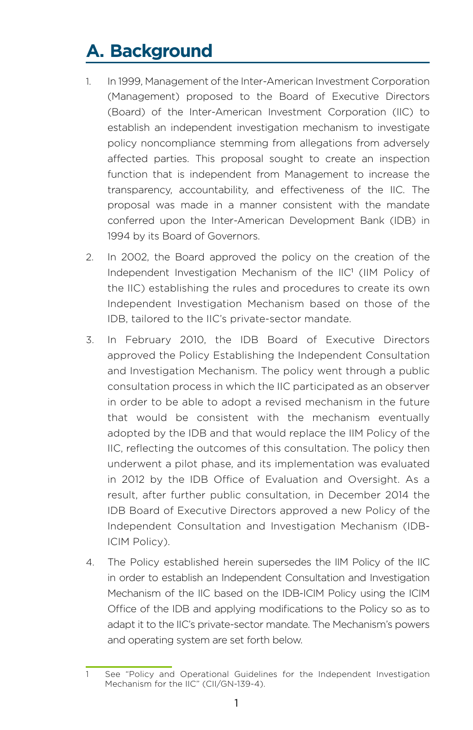# A. Background

1. In 1999, Management of the Inter-American Investment Corporation (Management) proposed to the Board of Executive Directors (Board) of the Inter-American Investment Corporation (IIC) to establish an independent investigation mechanism to investigate policy noncompliance stemming from allegations from adversely affected parties. This proposal sought to create an inspection function that is independent from Management to increase the transparency, accountability, and effectiveness of the IIC. The proposal was made in a manner consistent with the mandate conferred upon the Inter-American Development Bank (IDB) in 1994 by its Board of Governors.

2. In 2002, the Board approved the policy on the creation of the Independent Investigation Mechanism of the IIC[1] (IIM Policy of the IIC) establishing the rules and procedures to create its own Independent Investigation Mechanism based on those of the IDB, tailored to the IIC's private-sector mandate.

3. In February 2010, the IDB Board of Executive Directors approved the Policy Establishing the Independent Consultation and Investigation Mechanism. The policy went through a public consultation process in which the IIC participated as an observer in order to be able to adopt a revised mechanism in the future that would be consistent with the mechanism eventually adopted by the IDB and that would replace the IIM Policy of the IIC, reflecting the outcomes of this consultation. The policy then underwent a pilot phase, and its implementation was evaluated in 2012 by the IDB Office of Evaluation and Oversight. As a result, after further public consultation, in December 2014 the IDB Board of Executive Directors approved a new Policy of the Independent Consultation and Investigation Mechanism (IDB-ICIM Policy).

4. The Policy established herein supersedes the IIM Policy of the IIC in order to establish an Independent Consultation and Investigation Mechanism of the IIC based on the IDB-ICIM Policy using the ICIM Office of the IDB and applying modifications to the Policy so as to adapt it to the IIC's private-sector mandate. The Mechanism's powers and operating system are set forth below.

---

1 See "Policy and Operational Guidelines for the Independent Investigation Mechanism for the IIC" (CII/GN-139-4).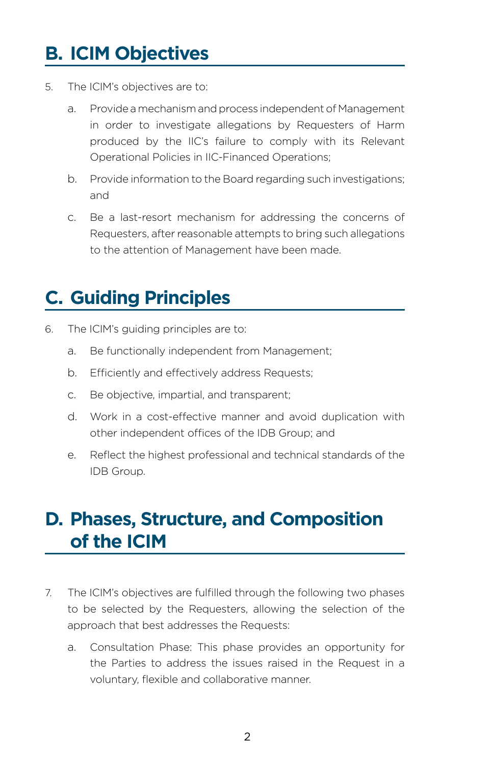## B. ICIM Objectives

5. The ICIM's objectives are to:

   a. Provide a mechanism and process independent of Management in order to investigate allegations by Requesters of Harm produced by the IIC's failure to comply with its Relevant Operational Policies in IIC-Financed Operations;

   b. Provide information to the Board regarding such investigations; and

   c. Be a last-resort mechanism for addressing the concerns of Requesters, after reasonable attempts to bring such allegations to the attention of Management have been made.

## C. Guiding Principles

6. The ICIM's guiding principles are to:

   a. Be functionally independent from Management;

   b. Efficiently and effectively address Requests;

   c. Be objective, impartial, and transparent;

   d. Work in a cost-effective manner and avoid duplication with other independent offices of the IDB Group; and

   e. Reflect the highest professional and technical standards of the IDB Group.

## D. Phases, Structure, and Composition of the ICIM

7. The ICIM's objectives are fulfilled through the following two phases to be selected by the Requesters, allowing the selection of the approach that best addresses the Requests:

   a. Consultation Phase: This phase provides an opportunity for the Parties to address the issues raised in the Request in a voluntary, flexible and collaborative manner.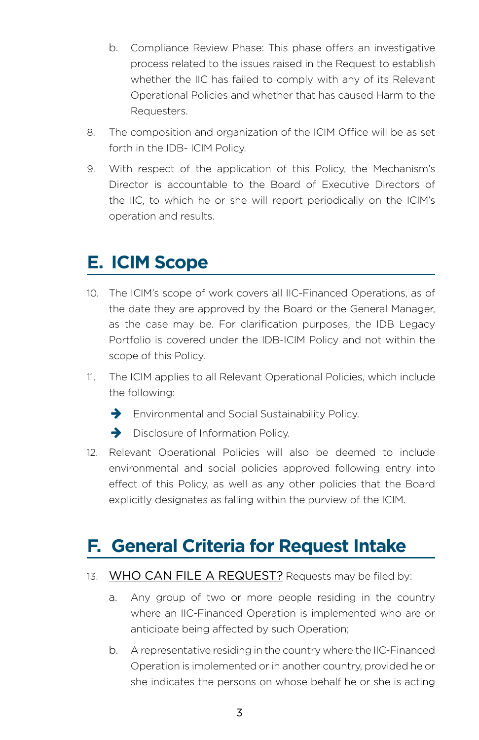b. Compliance Review Phase: This phase offers an investigative process related to the issues raised in the Request to establish whether the IIC has failed to comply with any of its Relevant Operational Policies and whether that has caused Harm to the Requesters.

8. The composition and organization of the ICIM Office will be as set forth in the IDB- ICIM Policy.

9. With respect of the application of this Policy, the Mechanism's Director is accountable to the Board of Executive Directors of the IIC, to which he or she will report periodically on the ICIM's operation and results.

## E. ICIM Scope

10. The ICIM's scope of work covers all IIC-Financed Operations, as of the date they are approved by the Board or the General Manager, as the case may be. For clarification purposes, the IDB Legacy Portfolio is covered under the IDB-ICIM Policy and not within the scope of this Policy.

11. The ICIM applies to all Relevant Operational Policies, which include the following:

- Environmental and Social Sustainability Policy.
- Disclosure of Information Policy.

12. Relevant Operational Policies will also be deemed to include environmental and social policies approved following entry into effect of this Policy, as well as any other policies that the Board explicitly designates as falling within the purview of the ICIM.

## F. General Criteria for Request Intake

13. WHO CAN FILE A REQUEST? Requests may be filed by:

a. Any group of two or more people residing in the country where an IIC-Financed Operation is implemented who are or anticipate being affected by such Operation;

b. A representative residing in the country where the IIC-Financed Operation is implemented or in another country, provided he or she indicates the persons on whose behalf he or she is acting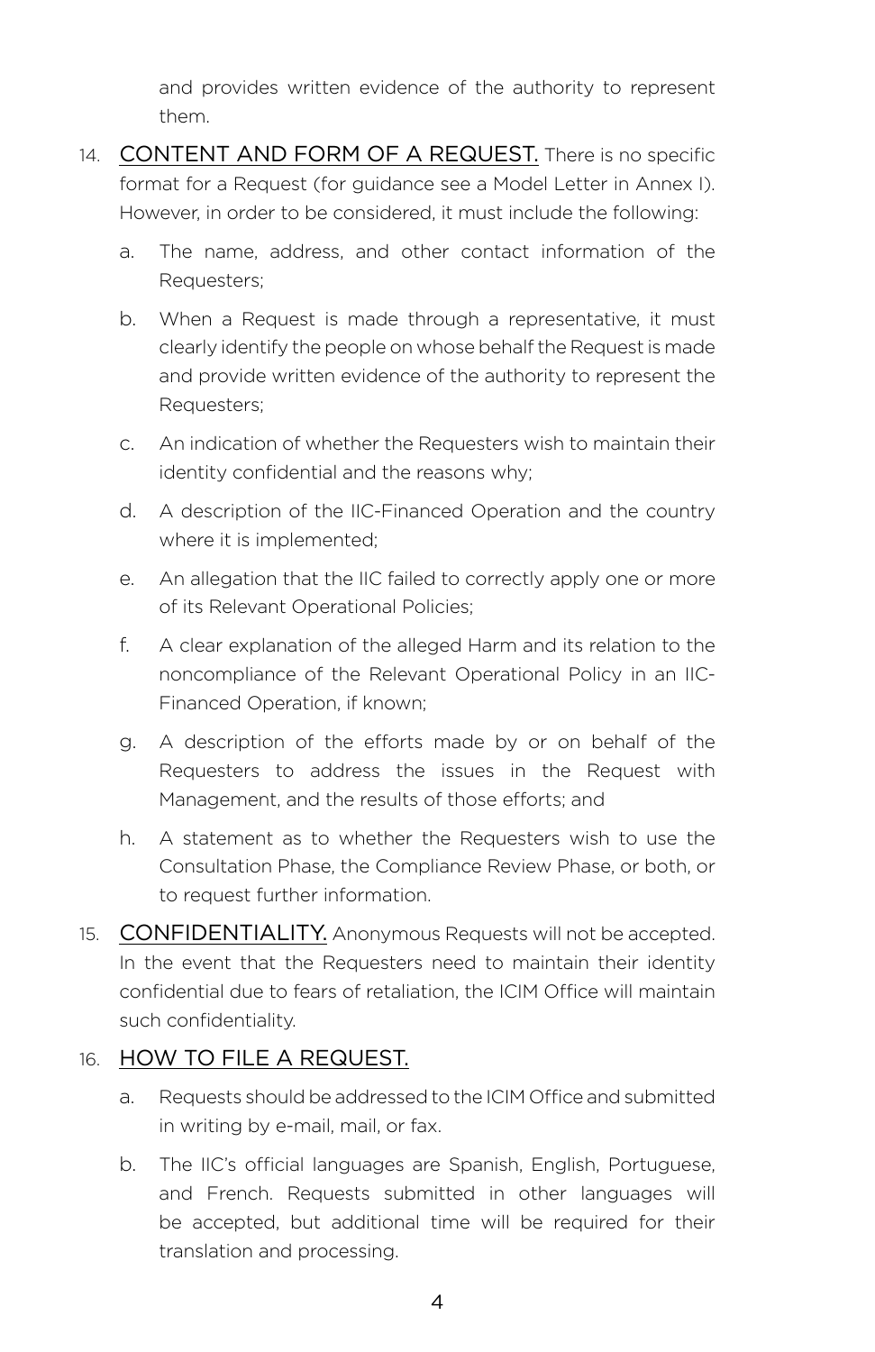and provides written evidence of the authority to represent them.

14. <u>CONTENT AND FORM OF A REQUEST.</u> There is no specific format for a Request (for guidance see a Model Letter in Annex I). However, in order to be considered, it must include the following:

    a. The name, address, and other contact information of the Requesters;

    b. When a Request is made through a representative, it must clearly identify the people on whose behalf the Request is made and provide written evidence of the authority to represent the Requesters;

    c. An indication of whether the Requesters wish to maintain their identity confidential and the reasons why;

    d. A description of the IIC-Financed Operation and the country where it is implemented;

    e. An allegation that the IIC failed to correctly apply one or more of its Relevant Operational Policies;

    f. A clear explanation of the alleged Harm and its relation to the noncompliance of the Relevant Operational Policy in an IIC-Financed Operation, if known;

    g. A description of the efforts made by or on behalf of the Requesters to address the issues in the Request with Management, and the results of those efforts; and

    h. A statement as to whether the Requesters wish to use the Consultation Phase, the Compliance Review Phase, or both, or to request further information.

15. <u>CONFIDENTIALITY.</u> Anonymous Requests will not be accepted. In the event that the Requesters need to maintain their identity confidential due to fears of retaliation, the ICIM Office will maintain such confidentiality.

16. <u>HOW TO FILE A REQUEST.</u>

    a. Requests should be addressed to the ICIM Office and submitted in writing by e-mail, mail, or fax.

    b. The IIC's official languages are Spanish, English, Portuguese, and French. Requests submitted in other languages will be accepted, but additional time will be required for their translation and processing.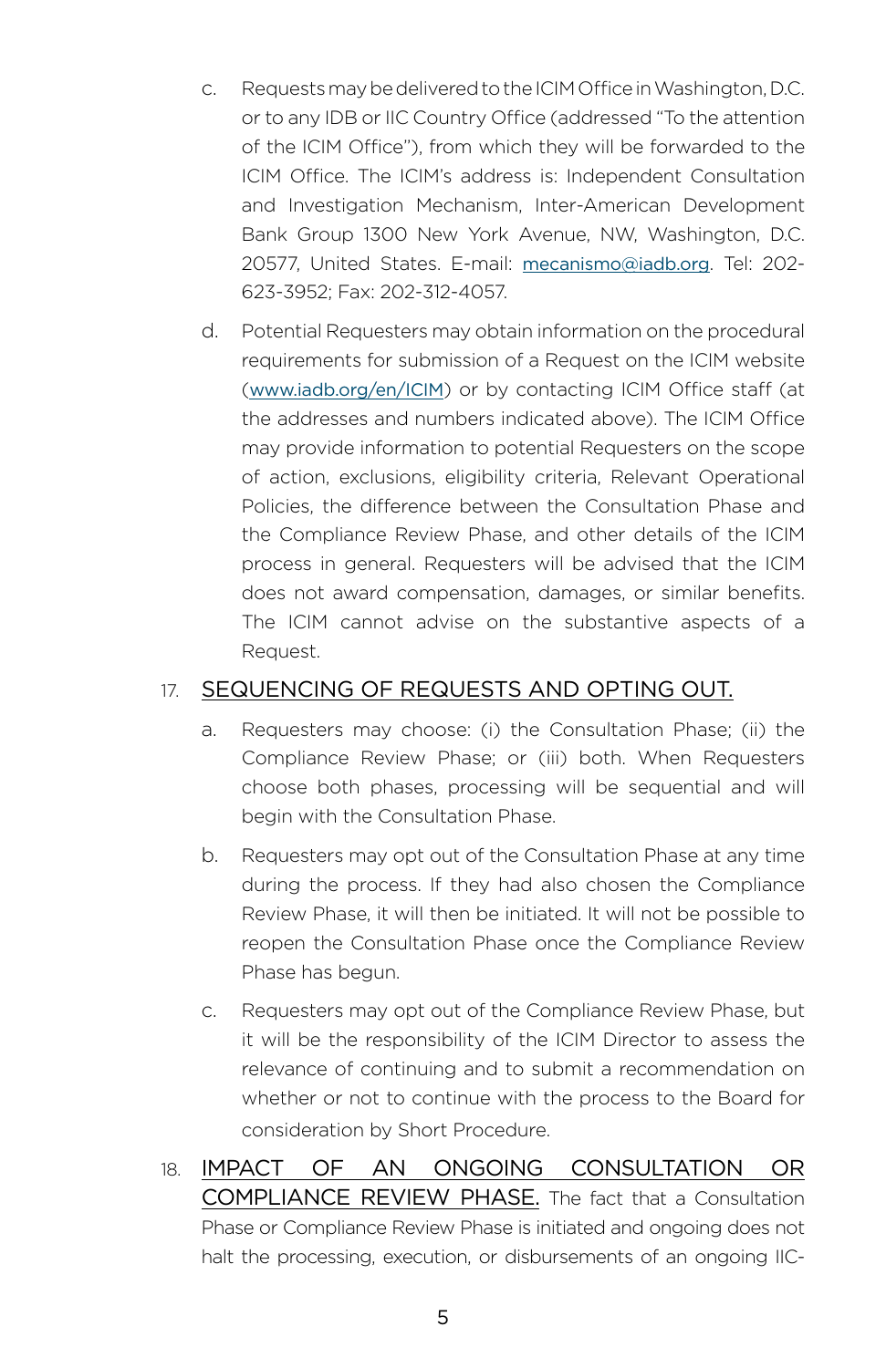c. Requests may be delivered to the ICIM Office in Washington, D.C. or to any IDB or IIC Country Office (addressed "To the attention of the ICIM Office"), from which they will be forwarded to the ICIM Office. The ICIM's address is: Independent Consultation and Investigation Mechanism, Inter-American Development Bank Group 1300 New York Avenue, NW, Washington, D.C. 20577, United States. E-mail: mecanismo@iadb.org. Tel: 202-623-3952; Fax: 202-312-4057.

d. Potential Requesters may obtain information on the procedural requirements for submission of a Request on the ICIM website (www.iadb.org/en/ICIM) or by contacting ICIM Office staff (at the addresses and numbers indicated above). The ICIM Office may provide information to potential Requesters on the scope of action, exclusions, eligibility criteria, Relevant Operational Policies, the difference between the Consultation Phase and the Compliance Review Phase, and other details of the ICIM process in general. Requesters will be advised that the ICIM does not award compensation, damages, or similar benefits. The ICIM cannot advise on the substantive aspects of a Request.

17. <u>SEQUENCING OF REQUESTS AND OPTING OUT.</u>

a. Requesters may choose: (i) the Consultation Phase; (ii) the Compliance Review Phase; or (iii) both. When Requesters choose both phases, processing will be sequential and will begin with the Consultation Phase.

b. Requesters may opt out of the Consultation Phase at any time during the process. If they had also chosen the Compliance Review Phase, it will then be initiated. It will not be possible to reopen the Consultation Phase once the Compliance Review Phase has begun.

c. Requesters may opt out of the Compliance Review Phase, but it will be the responsibility of the ICIM Director to assess the relevance of continuing and to submit a recommendation on whether or not to continue with the process to the Board for consideration by Short Procedure.

18. <u>IMPACT OF AN ONGOING CONSULTATION OR COMPLIANCE REVIEW PHASE.</u> The fact that a Consultation Phase or Compliance Review Phase is initiated and ongoing does not halt the processing, execution, or disbursements of an ongoing IIC-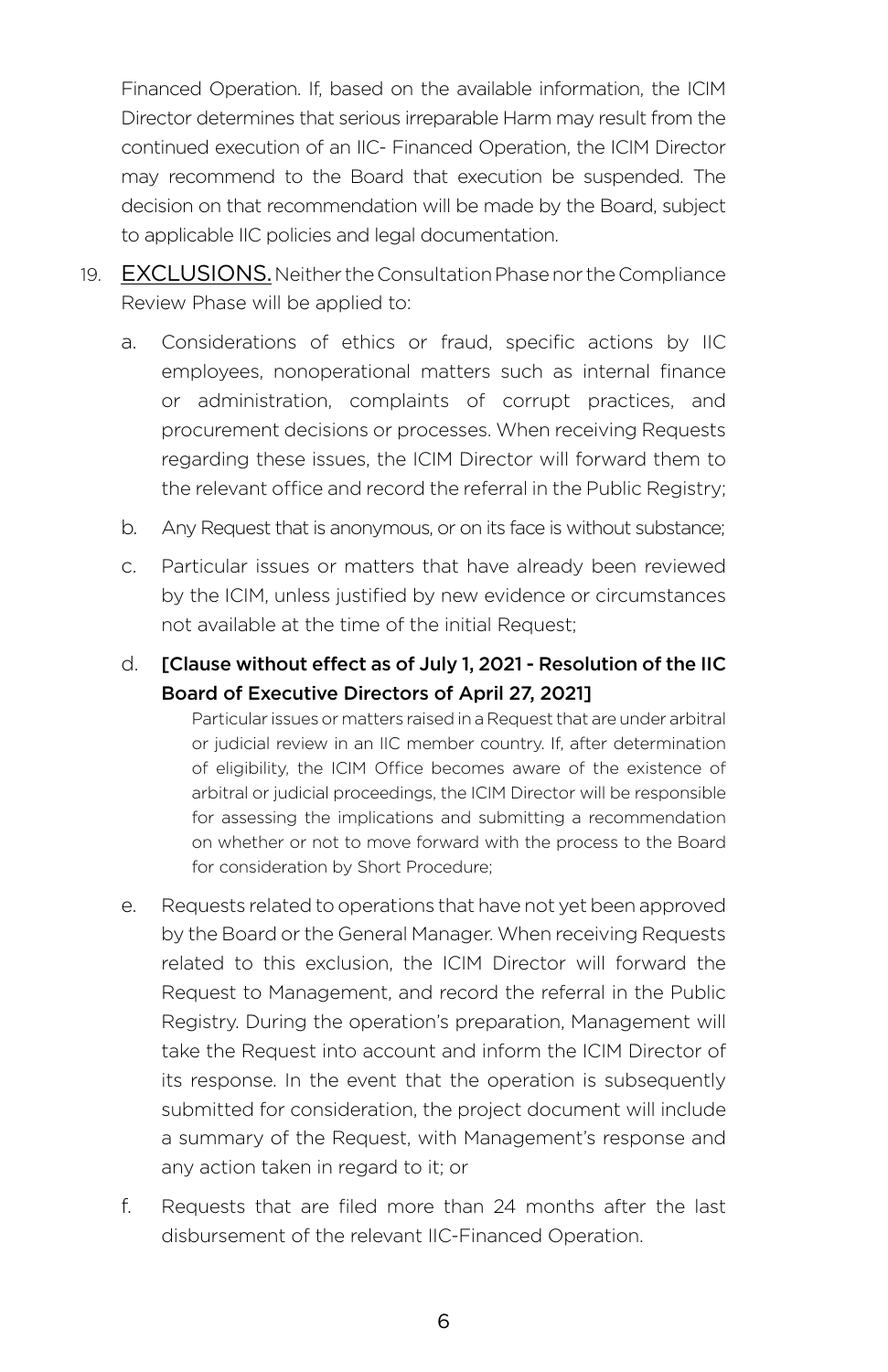Financed Operation. If, based on the available information, the ICIM Director determines that serious irreparable Harm may result from the continued execution of an IIC- Financed Operation, the ICIM Director may recommend to the Board that execution be suspended. The decision on that recommendation will be made by the Board, subject to applicable IIC policies and legal documentation.

19. EXCLUSIONS. Neither the Consultation Phase nor the Compliance Review Phase will be applied to:

    a. Considerations of ethics or fraud, specific actions by IIC employees, nonoperational matters such as internal finance or administration, complaints of corrupt practices, and procurement decisions or processes. When receiving Requests regarding these issues, the ICIM Director will forward them to the relevant office and record the referral in the Public Registry;

    b. Any Request that is anonymous, or on its face is without substance;

    c. Particular issues or matters that have already been reviewed by the ICIM, unless justified by new evidence or circumstances not available at the time of the initial Request;

    d. **[Clause without effect as of July 1, 2021 - Resolution of the IIC Board of Executive Directors of April 27, 2021]**
    Particular issues or matters raised in a Request that are under arbitral or judicial review in an IIC member country. If, after determination of eligibility, the ICIM Office becomes aware of the existence of arbitral or judicial proceedings, the ICIM Director will be responsible for assessing the implications and submitting a recommendation on whether or not to move forward with the process to the Board for consideration by Short Procedure;

    e. Requests related to operations that have not yet been approved by the Board or the General Manager. When receiving Requests related to this exclusion, the ICIM Director will forward the Request to Management, and record the referral in the Public Registry. During the operation's preparation, Management will take the Request into account and inform the ICIM Director of its response. In the event that the operation is subsequently submitted for consideration, the project document will include a summary of the Request, with Management's response and any action taken in regard to it; or

    f. Requests that are filed more than 24 months after the last disbursement of the relevant IIC-Financed Operation.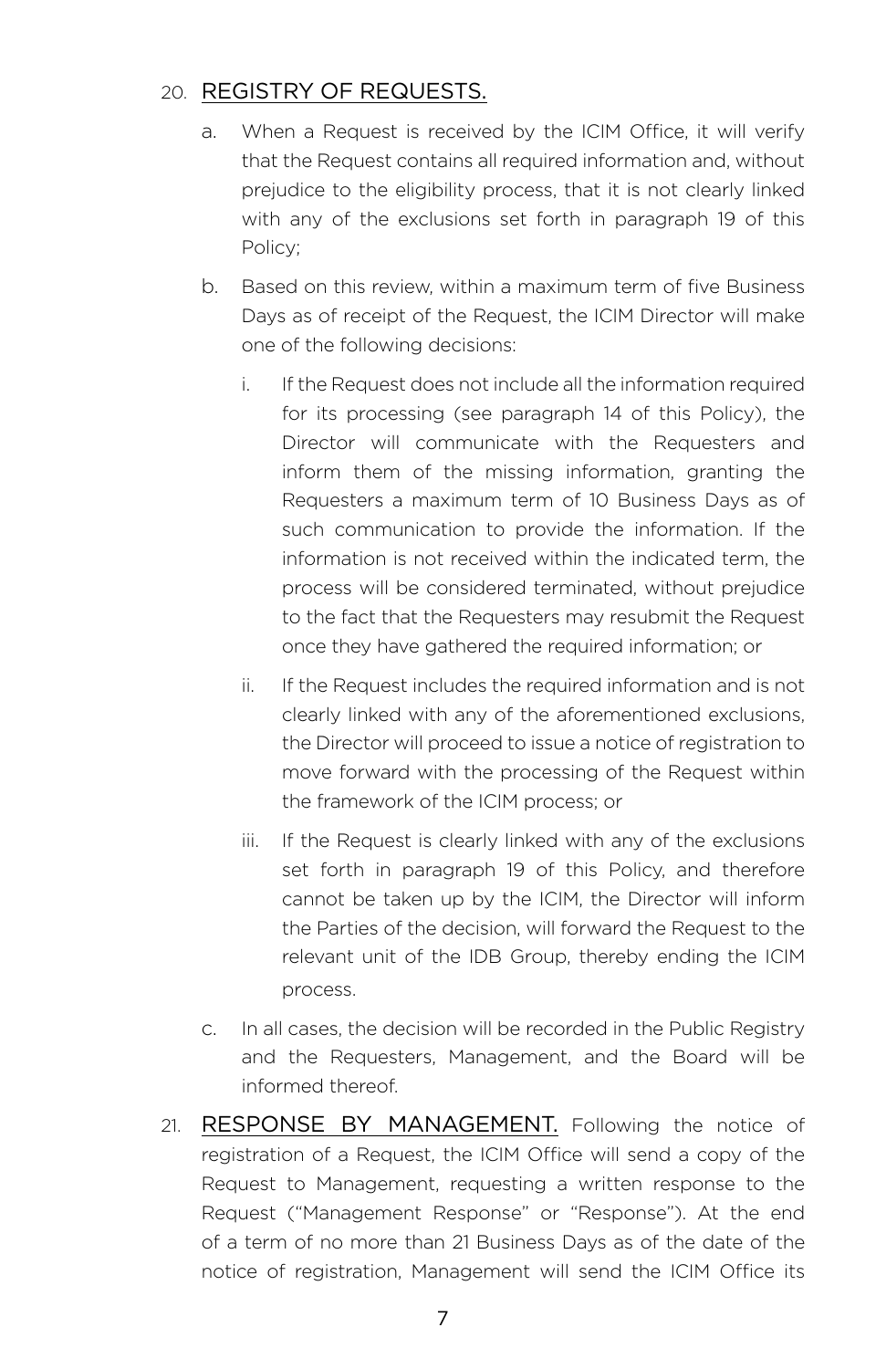20. <u>REGISTRY OF REQUESTS.</u>

    a. When a Request is received by the ICIM Office, it will verify that the Request contains all required information and, without prejudice to the eligibility process, that it is not clearly linked with any of the exclusions set forth in paragraph 19 of this Policy;

    b. Based on this review, within a maximum term of five Business Days as of receipt of the Request, the ICIM Director will make one of the following decisions:

        i. If the Request does not include all the information required for its processing (see paragraph 14 of this Policy), the Director will communicate with the Requesters and inform them of the missing information, granting the Requesters a maximum term of 10 Business Days as of such communication to provide the information. If the information is not received within the indicated term, the process will be considered terminated, without prejudice to the fact that the Requesters may resubmit the Request once they have gathered the required information; or

        ii. If the Request includes the required information and is not clearly linked with any of the aforementioned exclusions, the Director will proceed to issue a notice of registration to move forward with the processing of the Request within the framework of the ICIM process; or

        iii. If the Request is clearly linked with any of the exclusions set forth in paragraph 19 of this Policy, and therefore cannot be taken up by the ICIM, the Director will inform the Parties of the decision, will forward the Request to the relevant unit of the IDB Group, thereby ending the ICIM process.

    c. In all cases, the decision will be recorded in the Public Registry and the Requesters, Management, and the Board will be informed thereof.

21. <u>RESPONSE BY MANAGEMENT.</u> Following the notice of registration of a Request, the ICIM Office will send a copy of the Request to Management, requesting a written response to the Request ("Management Response" or "Response"). At the end of a term of no more than 21 Business Days as of the date of the notice of registration, Management will send the ICIM Office its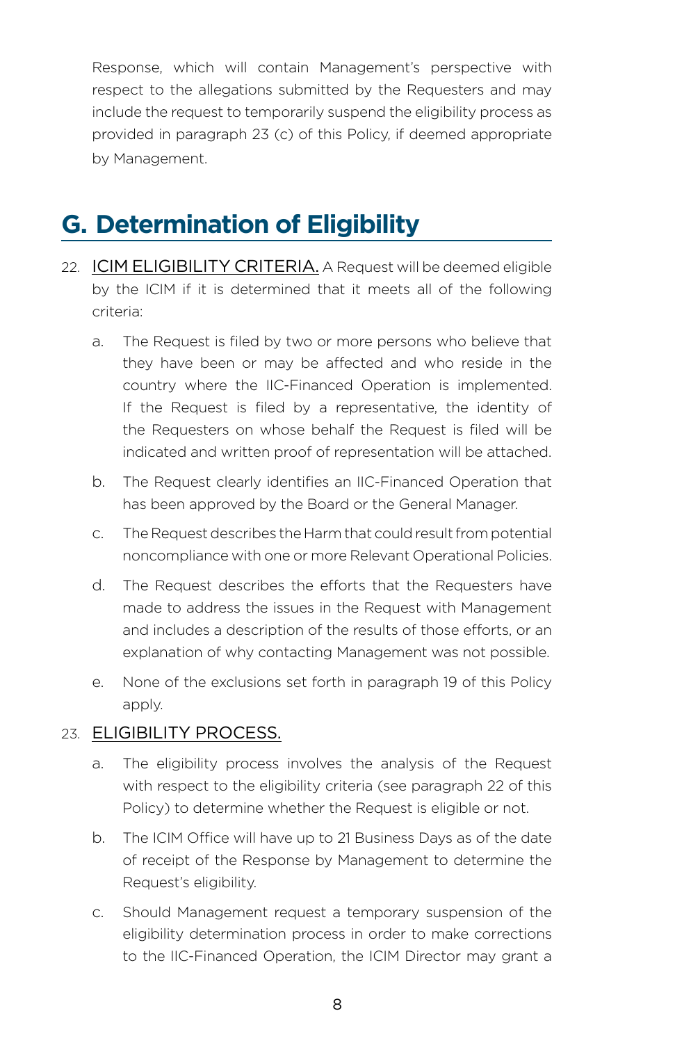Response, which will contain Management's perspective with respect to the allegations submitted by the Requesters and may include the request to temporarily suspend the eligibility process as provided in paragraph 23 (c) of this Policy, if deemed appropriate by Management.

## G. Determination of Eligibility

22. <u>ICIM ELIGIBILITY CRITERIA.</u> A Request will be deemed eligible by the ICIM if it is determined that it meets all of the following criteria:

    a. The Request is filed by two or more persons who believe that they have been or may be affected and who reside in the country where the IIC-Financed Operation is implemented. If the Request is filed by a representative, the identity of the Requesters on whose behalf the Request is filed will be indicated and written proof of representation will be attached.

    b. The Request clearly identifies an IIC-Financed Operation that has been approved by the Board or the General Manager.

    c. The Request describes the Harm that could result from potential noncompliance with one or more Relevant Operational Policies.

    d. The Request describes the efforts that the Requesters have made to address the issues in the Request with Management and includes a description of the results of those efforts, or an explanation of why contacting Management was not possible.

    e. None of the exclusions set forth in paragraph 19 of this Policy apply.

23. <u>ELIGIBILITY PROCESS.</u>

    a. The eligibility process involves the analysis of the Request with respect to the eligibility criteria (see paragraph 22 of this Policy) to determine whether the Request is eligible or not.

    b. The ICIM Office will have up to 21 Business Days as of the date of receipt of the Response by Management to determine the Request's eligibility.

    c. Should Management request a temporary suspension of the eligibility determination process in order to make corrections to the IIC-Financed Operation, the ICIM Director may grant a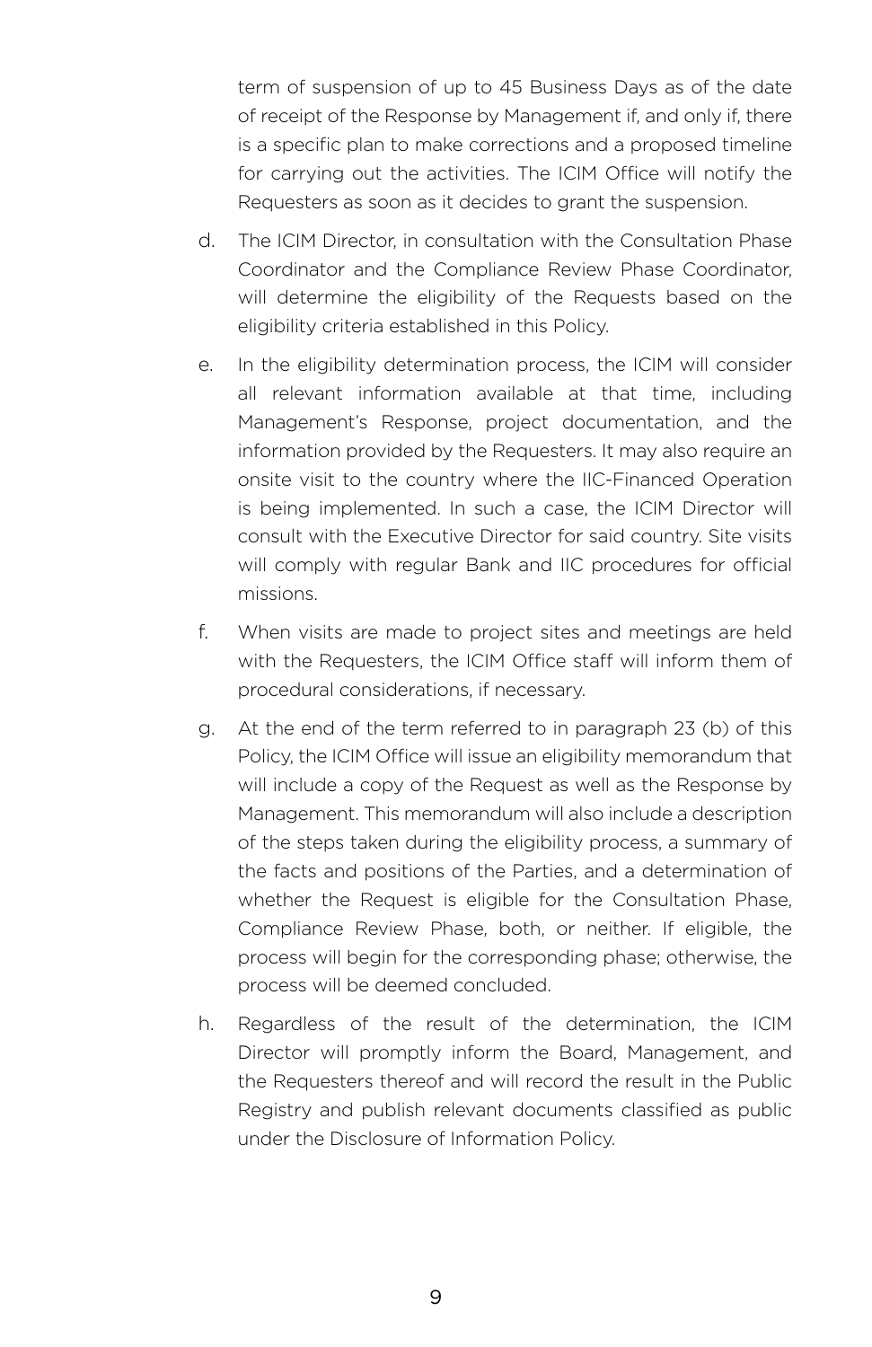term of suspension of up to 45 Business Days as of the date of receipt of the Response by Management if, and only if, there is a specific plan to make corrections and a proposed timeline for carrying out the activities. The ICIM Office will notify the Requesters as soon as it decides to grant the suspension.

d. The ICIM Director, in consultation with the Consultation Phase Coordinator and the Compliance Review Phase Coordinator, will determine the eligibility of the Requests based on the eligibility criteria established in this Policy.

e. In the eligibility determination process, the ICIM will consider all relevant information available at that time, including Management's Response, project documentation, and the information provided by the Requesters. It may also require an onsite visit to the country where the IIC-Financed Operation is being implemented. In such a case, the ICIM Director will consult with the Executive Director for said country. Site visits will comply with regular Bank and IIC procedures for official missions.

f. When visits are made to project sites and meetings are held with the Requesters, the ICIM Office staff will inform them of procedural considerations, if necessary.

g. At the end of the term referred to in paragraph 23 (b) of this Policy, the ICIM Office will issue an eligibility memorandum that will include a copy of the Request as well as the Response by Management. This memorandum will also include a description of the steps taken during the eligibility process, a summary of the facts and positions of the Parties, and a determination of whether the Request is eligible for the Consultation Phase, Compliance Review Phase, both, or neither. If eligible, the process will begin for the corresponding phase; otherwise, the process will be deemed concluded.

h. Regardless of the result of the determination, the ICIM Director will promptly inform the Board, Management, and the Requesters thereof and will record the result in the Public Registry and publish relevant documents classified as public under the Disclosure of Information Policy.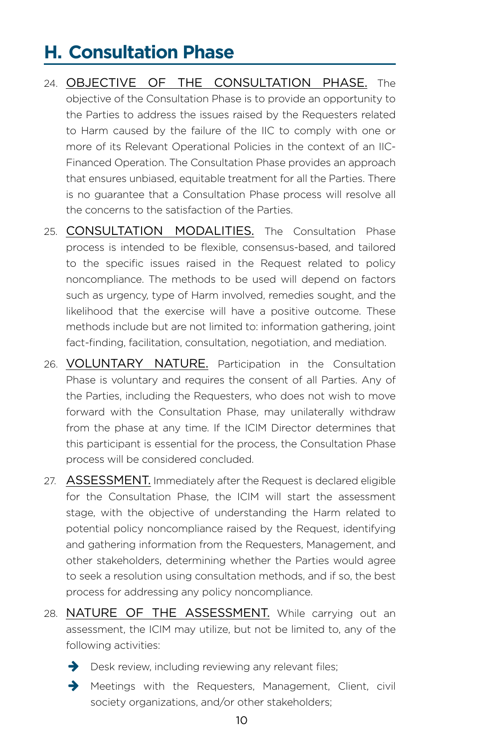## H. Consultation Phase

24. <u>OBJECTIVE OF THE CONSULTATION PHASE.</u> The objective of the Consultation Phase is to provide an opportunity to the Parties to address the issues raised by the Requesters related to Harm caused by the failure of the IIC to comply with one or more of its Relevant Operational Policies in the context of an IIC-Financed Operation. The Consultation Phase provides an approach that ensures unbiased, equitable treatment for all the Parties. There is no guarantee that a Consultation Phase process will resolve all the concerns to the satisfaction of the Parties.

25. <u>CONSULTATION MODALITIES.</u> The Consultation Phase process is intended to be flexible, consensus-based, and tailored to the specific issues raised in the Request related to policy noncompliance. The methods to be used will depend on factors such as urgency, type of Harm involved, remedies sought, and the likelihood that the exercise will have a positive outcome. These methods include but are not limited to: information gathering, joint fact-finding, facilitation, consultation, negotiation, and mediation.

26. <u>VOLUNTARY NATURE.</u> Participation in the Consultation Phase is voluntary and requires the consent of all Parties. Any of the Parties, including the Requesters, who does not wish to move forward with the Consultation Phase, may unilaterally withdraw from the phase at any time. If the ICIM Director determines that this participant is essential for the process, the Consultation Phase process will be considered concluded.

27. <u>ASSESSMENT.</u> Immediately after the Request is declared eligible for the Consultation Phase, the ICIM will start the assessment stage, with the objective of understanding the Harm related to potential policy noncompliance raised by the Request, identifying and gathering information from the Requesters, Management, and other stakeholders, determining whether the Parties would agree to seek a resolution using consultation methods, and if so, the best process for addressing any policy noncompliance.

28. <u>NATURE OF THE ASSESSMENT.</u> While carrying out an assessment, the ICIM may utilize, but not be limited to, any of the following activities:

    - Desk review, including reviewing any relevant files;
    - Meetings with the Requesters, Management, Client, civil society organizations, and/or other stakeholders;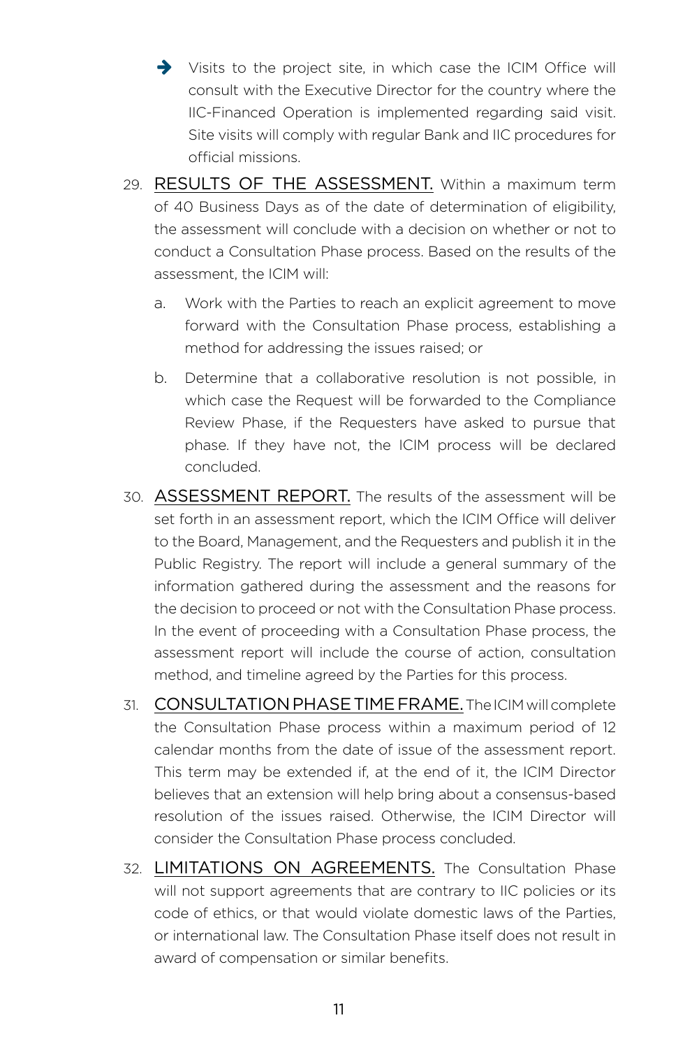- Visits to the project site, in which case the ICIM Office will consult with the Executive Director for the country where the IIC-Financed Operation is implemented regarding said visit. Site visits will comply with regular Bank and IIC procedures for official missions.

29. RESULTS OF THE ASSESSMENT. Within a maximum term of 40 Business Days as of the date of determination of eligibility, the assessment will conclude with a decision on whether or not to conduct a Consultation Phase process. Based on the results of the assessment, the ICIM will:

    a. Work with the Parties to reach an explicit agreement to move forward with the Consultation Phase process, establishing a method for addressing the issues raised; or

    b. Determine that a collaborative resolution is not possible, in which case the Request will be forwarded to the Compliance Review Phase, if the Requesters have asked to pursue that phase. If they have not, the ICIM process will be declared concluded.

30. ASSESSMENT REPORT. The results of the assessment will be set forth in an assessment report, which the ICIM Office will deliver to the Board, Management, and the Requesters and publish it in the Public Registry. The report will include a general summary of the information gathered during the assessment and the reasons for the decision to proceed or not with the Consultation Phase process. In the event of proceeding with a Consultation Phase process, the assessment report will include the course of action, consultation method, and timeline agreed by the Parties for this process.

31. CONSULTATION PHASE TIME FRAME. The ICIM will complete the Consultation Phase process within a maximum period of 12 calendar months from the date of issue of the assessment report. This term may be extended if, at the end of it, the ICIM Director believes that an extension will help bring about a consensus-based resolution of the issues raised. Otherwise, the ICIM Director will consider the Consultation Phase process concluded.

32. LIMITATIONS ON AGREEMENTS. The Consultation Phase will not support agreements that are contrary to IIC policies or its code of ethics, or that would violate domestic laws of the Parties, or international law. The Consultation Phase itself does not result in award of compensation or similar benefits.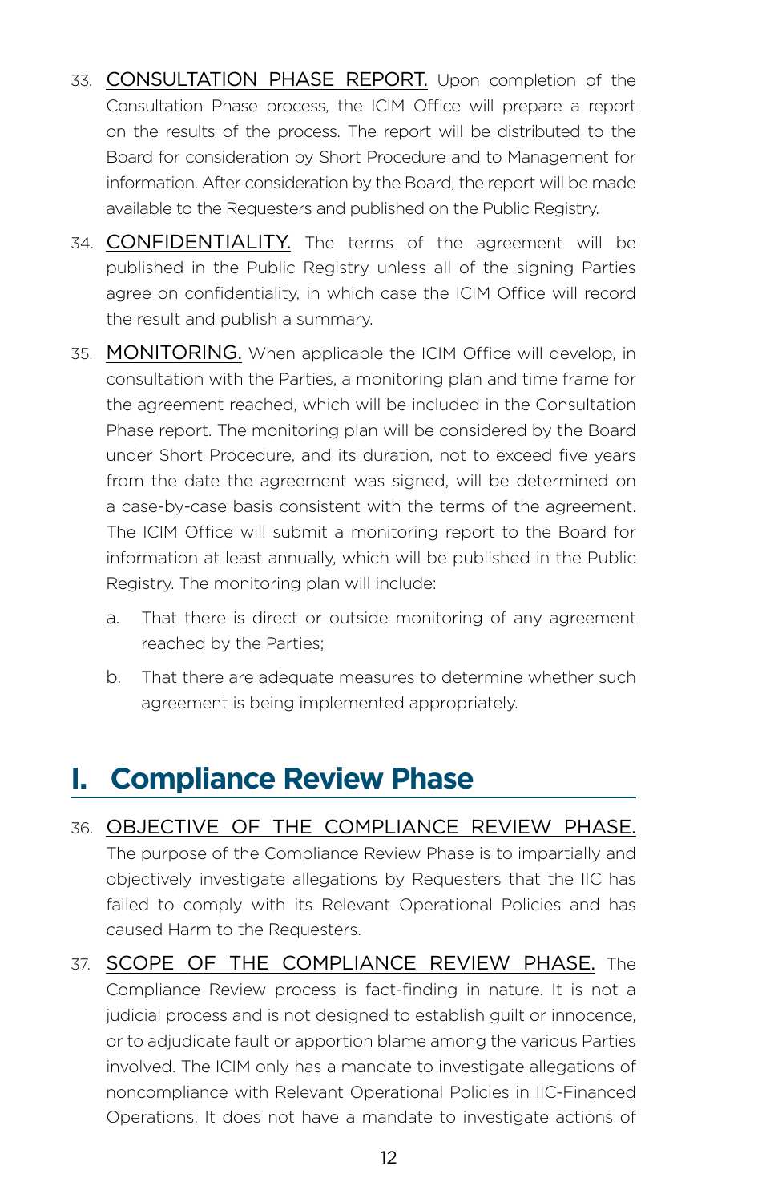33. CONSULTATION PHASE REPORT. Upon completion of the Consultation Phase process, the ICIM Office will prepare a report on the results of the process. The report will be distributed to the Board for consideration by Short Procedure and to Management for information. After consideration by the Board, the report will be made available to the Requesters and published on the Public Registry.

34. CONFIDENTIALITY. The terms of the agreement will be published in the Public Registry unless all of the signing Parties agree on confidentiality, in which case the ICIM Office will record the result and publish a summary.

35. MONITORING. When applicable the ICIM Office will develop, in consultation with the Parties, a monitoring plan and time frame for the agreement reached, which will be included in the Consultation Phase report. The monitoring plan will be considered by the Board under Short Procedure, and its duration, not to exceed five years from the date the agreement was signed, will be determined on a case-by-case basis consistent with the terms of the agreement. The ICIM Office will submit a monitoring report to the Board for information at least annually, which will be published in the Public Registry. The monitoring plan will include:

    a. That there is direct or outside monitoring of any agreement reached by the Parties;

    b. That there are adequate measures to determine whether such agreement is being implemented appropriately.

## I. Compliance Review Phase

36. OBJECTIVE OF THE COMPLIANCE REVIEW PHASE. The purpose of the Compliance Review Phase is to impartially and objectively investigate allegations by Requesters that the IIC has failed to comply with its Relevant Operational Policies and has caused Harm to the Requesters.

37. SCOPE OF THE COMPLIANCE REVIEW PHASE. The Compliance Review process is fact-finding in nature. It is not a judicial process and is not designed to establish guilt or innocence, or to adjudicate fault or apportion blame among the various Parties involved. The ICIM only has a mandate to investigate allegations of noncompliance with Relevant Operational Policies in IIC-Financed Operations. It does not have a mandate to investigate actions of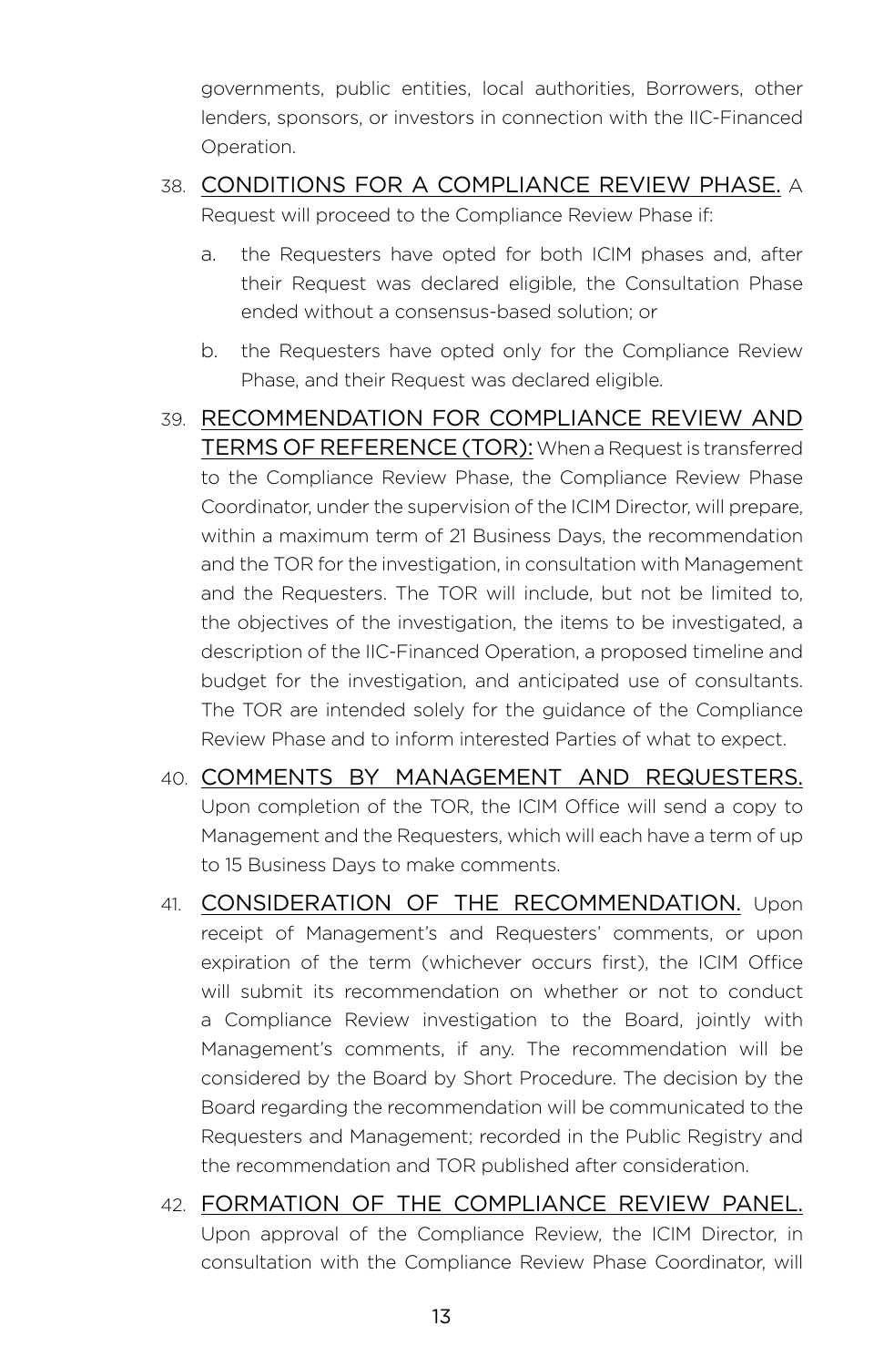governments, public entities, local authorities, Borrowers, other lenders, sponsors, or investors in connection with the IIC-Financed Operation.

38. <u>CONDITIONS FOR A COMPLIANCE REVIEW PHASE.</u> A Request will proceed to the Compliance Review Phase if:

    a. the Requesters have opted for both ICIM phases and, after their Request was declared eligible, the Consultation Phase ended without a consensus-based solution; or

    b. the Requesters have opted only for the Compliance Review Phase, and their Request was declared eligible.

39. <u>RECOMMENDATION FOR COMPLIANCE REVIEW AND TERMS OF REFERENCE (TOR):</u> When a Request is transferred to the Compliance Review Phase, the Compliance Review Phase Coordinator, under the supervision of the ICIM Director, will prepare, within a maximum term of 21 Business Days, the recommendation and the TOR for the investigation, in consultation with Management and the Requesters. The TOR will include, but not be limited to, the objectives of the investigation, the items to be investigated, a description of the IIC-Financed Operation, a proposed timeline and budget for the investigation, and anticipated use of consultants. The TOR are intended solely for the guidance of the Compliance Review Phase and to inform interested Parties of what to expect.

40. <u>COMMENTS BY MANAGEMENT AND REQUESTERS.</u> Upon completion of the TOR, the ICIM Office will send a copy to Management and the Requesters, which will each have a term of up to 15 Business Days to make comments.

41. <u>CONSIDERATION OF THE RECOMMENDATION.</u> Upon receipt of Management's and Requesters' comments, or upon expiration of the term (whichever occurs first), the ICIM Office will submit its recommendation on whether or not to conduct a Compliance Review investigation to the Board, jointly with Management's comments, if any. The recommendation will be considered by the Board by Short Procedure. The decision by the Board regarding the recommendation will be communicated to the Requesters and Management; recorded in the Public Registry and the recommendation and TOR published after consideration.

42. <u>FORMATION OF THE COMPLIANCE REVIEW PANEL.</u> Upon approval of the Compliance Review, the ICIM Director, in consultation with the Compliance Review Phase Coordinator, will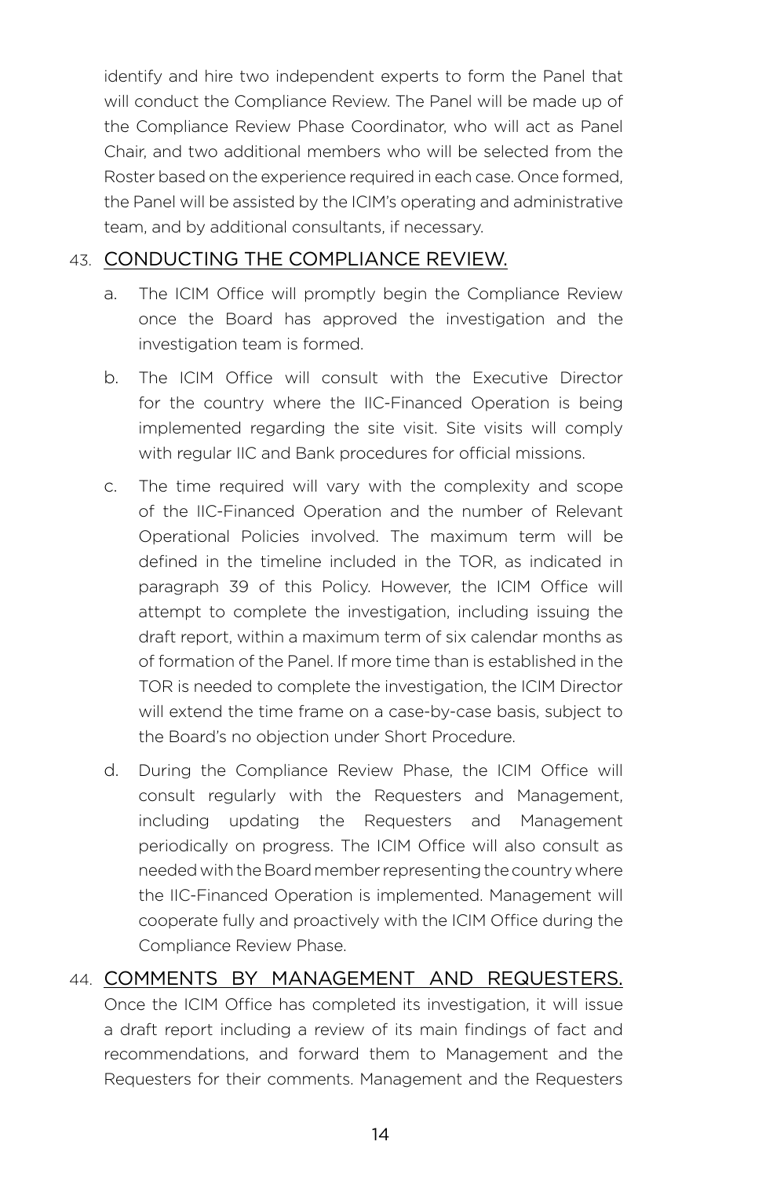identify and hire two independent experts to form the Panel that will conduct the Compliance Review. The Panel will be made up of the Compliance Review Phase Coordinator, who will act as Panel Chair, and two additional members who will be selected from the Roster based on the experience required in each case. Once formed, the Panel will be assisted by the ICIM's operating and administrative team, and by additional consultants, if necessary.

43. <u>CONDUCTING THE COMPLIANCE REVIEW.</u>

a. The ICIM Office will promptly begin the Compliance Review once the Board has approved the investigation and the investigation team is formed.

b. The ICIM Office will consult with the Executive Director for the country where the IIC-Financed Operation is being implemented regarding the site visit. Site visits will comply with regular IIC and Bank procedures for official missions.

c. The time required will vary with the complexity and scope of the IIC-Financed Operation and the number of Relevant Operational Policies involved. The maximum term will be defined in the timeline included in the TOR, as indicated in paragraph 39 of this Policy. However, the ICIM Office will attempt to complete the investigation, including issuing the draft report, within a maximum term of six calendar months as of formation of the Panel. If more time than is established in the TOR is needed to complete the investigation, the ICIM Director will extend the time frame on a case-by-case basis, subject to the Board's no objection under Short Procedure.

d. During the Compliance Review Phase, the ICIM Office will consult regularly with the Requesters and Management, including updating the Requesters and Management periodically on progress. The ICIM Office will also consult as needed with the Board member representing the country where the IIC-Financed Operation is implemented. Management will cooperate fully and proactively with the ICIM Office during the Compliance Review Phase.

44. <u>COMMENTS BY MANAGEMENT AND REQUESTERS.</u> Once the ICIM Office has completed its investigation, it will issue a draft report including a review of its main findings of fact and recommendations, and forward them to Management and the Requesters for their comments. Management and the Requesters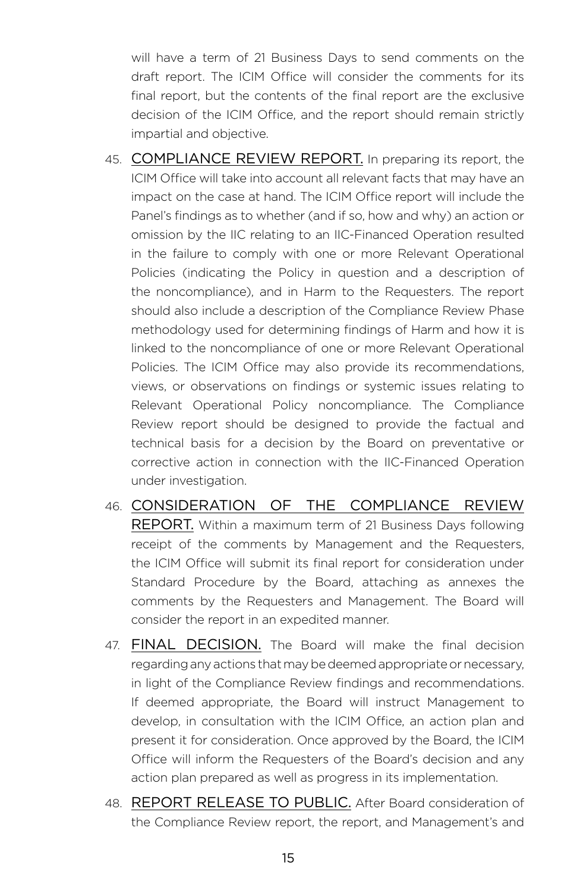will have a term of 21 Business Days to send comments on the draft report. The ICIM Office will consider the comments for its final report, but the contents of the final report are the exclusive decision of the ICIM Office, and the report should remain strictly impartial and objective.

45. COMPLIANCE REVIEW REPORT. In preparing its report, the ICIM Office will take into account all relevant facts that may have an impact on the case at hand. The ICIM Office report will include the Panel's findings as to whether (and if so, how and why) an action or omission by the IIC relating to an IIC-Financed Operation resulted in the failure to comply with one or more Relevant Operational Policies (indicating the Policy in question and a description of the noncompliance), and in Harm to the Requesters. The report should also include a description of the Compliance Review Phase methodology used for determining findings of Harm and how it is linked to the noncompliance of one or more Relevant Operational Policies. The ICIM Office may also provide its recommendations, views, or observations on findings or systemic issues relating to Relevant Operational Policy noncompliance. The Compliance Review report should be designed to provide the factual and technical basis for a decision by the Board on preventative or corrective action in connection with the IIC-Financed Operation under investigation.

46. CONSIDERATION OF THE COMPLIANCE REVIEW REPORT. Within a maximum term of 21 Business Days following receipt of the comments by Management and the Requesters, the ICIM Office will submit its final report for consideration under Standard Procedure by the Board, attaching as annexes the comments by the Requesters and Management. The Board will consider the report in an expedited manner.

47. FINAL DECISION. The Board will make the final decision regarding any actions that may be deemed appropriate or necessary, in light of the Compliance Review findings and recommendations. If deemed appropriate, the Board will instruct Management to develop, in consultation with the ICIM Office, an action plan and present it for consideration. Once approved by the Board, the ICIM Office will inform the Requesters of the Board's decision and any action plan prepared as well as progress in its implementation.

48. REPORT RELEASE TO PUBLIC. After Board consideration of the Compliance Review report, the report, and Management's and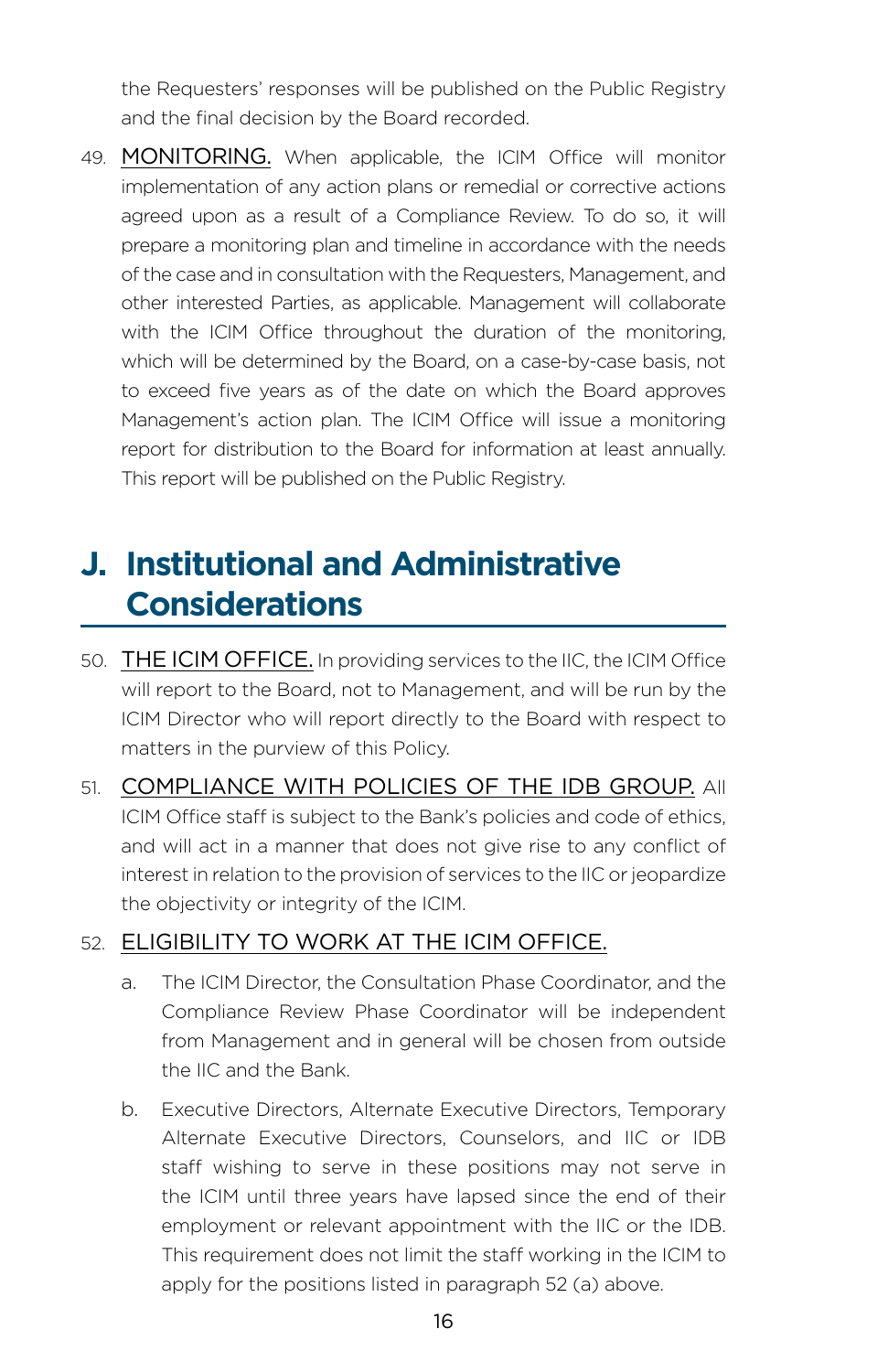the Requesters' responses will be published on the Public Registry and the final decision by the Board recorded.

49. MONITORING. When applicable, the ICIM Office will monitor implementation of any action plans or remedial or corrective actions agreed upon as a result of a Compliance Review. To do so, it will prepare a monitoring plan and timeline in accordance with the needs of the case and in consultation with the Requesters, Management, and other interested Parties, as applicable. Management will collaborate with the ICIM Office throughout the duration of the monitoring, which will be determined by the Board, on a case-by-case basis, not to exceed five years as of the date on which the Board approves Management's action plan. The ICIM Office will issue a monitoring report for distribution to the Board for information at least annually. This report will be published on the Public Registry.

## J. Institutional and Administrative Considerations

50. THE ICIM OFFICE. In providing services to the IIC, the ICIM Office will report to the Board, not to Management, and will be run by the ICIM Director who will report directly to the Board with respect to matters in the purview of this Policy.

51. COMPLIANCE WITH POLICIES OF THE IDB GROUP. All ICIM Office staff is subject to the Bank's policies and code of ethics, and will act in a manner that does not give rise to any conflict of interest in relation to the provision of services to the IIC or jeopardize the objectivity or integrity of the ICIM.

52. ELIGIBILITY TO WORK AT THE ICIM OFFICE.

    a. The ICIM Director, the Consultation Phase Coordinator, and the Compliance Review Phase Coordinator will be independent from Management and in general will be chosen from outside the IIC and the Bank.

    b. Executive Directors, Alternate Executive Directors, Temporary Alternate Executive Directors, Counselors, and IIC or IDB staff wishing to serve in these positions may not serve in the ICIM until three years have lapsed since the end of their employment or relevant appointment with the IIC or the IDB. This requirement does not limit the staff working in the ICIM to apply for the positions listed in paragraph 52 (a) above.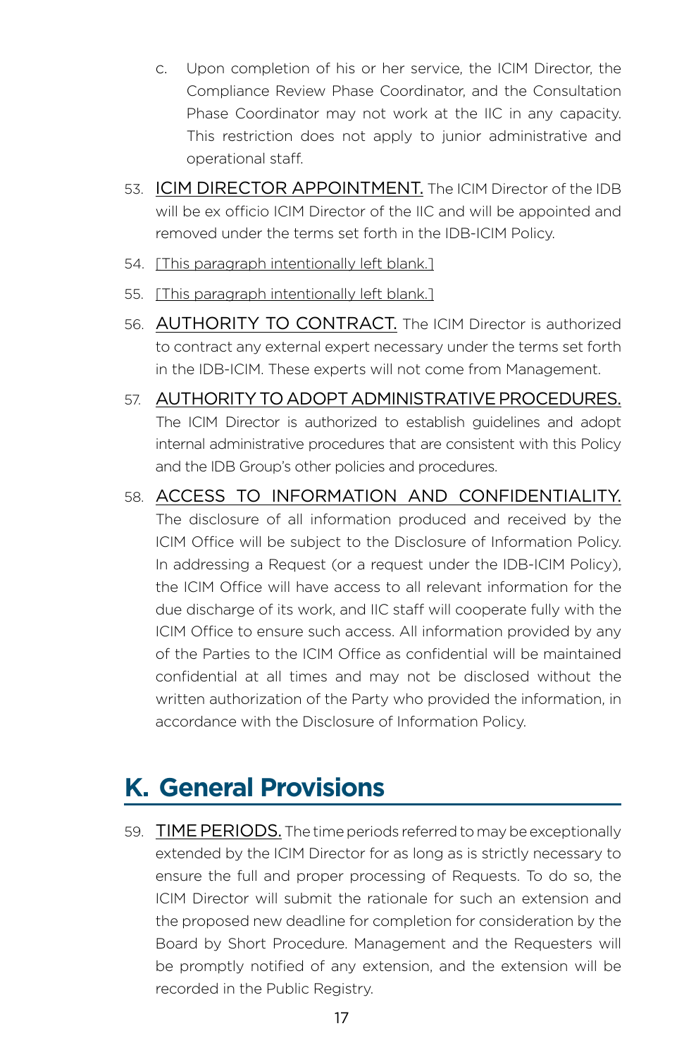c. Upon completion of his or her service, the ICIM Director, the Compliance Review Phase Coordinator, and the Consultation Phase Coordinator may not work at the IIC in any capacity. This restriction does not apply to junior administrative and operational staff.

53. ICIM DIRECTOR APPOINTMENT. The ICIM Director of the IDB will be ex officio ICIM Director of the IIC and will be appointed and removed under the terms set forth in the IDB-ICIM Policy.

54. [This paragraph intentionally left blank.]

55. [This paragraph intentionally left blank.]

56. AUTHORITY TO CONTRACT. The ICIM Director is authorized to contract any external expert necessary under the terms set forth in the IDB-ICIM. These experts will not come from Management.

57. AUTHORITY TO ADOPT ADMINISTRATIVE PROCEDURES. The ICIM Director is authorized to establish guidelines and adopt internal administrative procedures that are consistent with this Policy and the IDB Group's other policies and procedures.

58. ACCESS TO INFORMATION AND CONFIDENTIALITY. The disclosure of all information produced and received by the ICIM Office will be subject to the Disclosure of Information Policy. In addressing a Request (or a request under the IDB-ICIM Policy), the ICIM Office will have access to all relevant information for the due discharge of its work, and IIC staff will cooperate fully with the ICIM Office to ensure such access. All information provided by any of the Parties to the ICIM Office as confidential will be maintained confidential at all times and may not be disclosed without the written authorization of the Party who provided the information, in accordance with the Disclosure of Information Policy.

## K. General Provisions

59. TIME PERIODS. The time periods referred to may be exceptionally extended by the ICIM Director for as long as is strictly necessary to ensure the full and proper processing of Requests. To do so, the ICIM Director will submit the rationale for such an extension and the proposed new deadline for completion for consideration by the Board by Short Procedure. Management and the Requesters will be promptly notified of any extension, and the extension will be recorded in the Public Registry.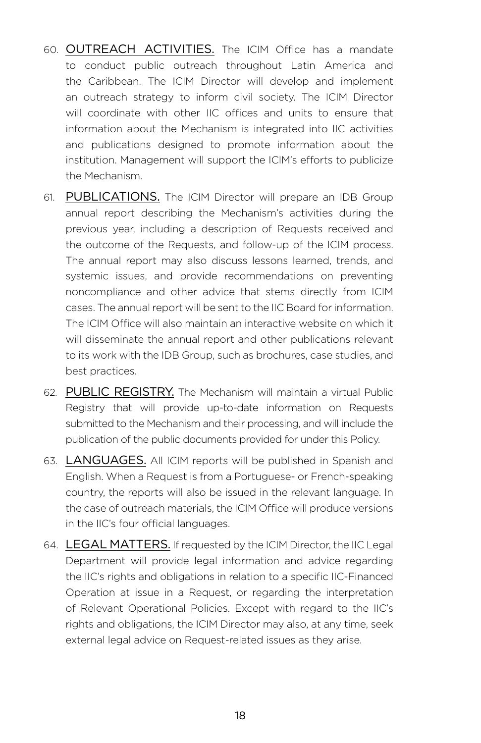60. <u>OUTREACH ACTIVITIES.</u> The ICIM Office has a mandate to conduct public outreach throughout Latin America and the Caribbean. The ICIM Director will develop and implement an outreach strategy to inform civil society. The ICIM Director will coordinate with other IIC offices and units to ensure that information about the Mechanism is integrated into IIC activities and publications designed to promote information about the institution. Management will support the ICIM's efforts to publicize the Mechanism.

61. <u>PUBLICATIONS.</u> The ICIM Director will prepare an IDB Group annual report describing the Mechanism's activities during the previous year, including a description of Requests received and the outcome of the Requests, and follow-up of the ICIM process. The annual report may also discuss lessons learned, trends, and systemic issues, and provide recommendations on preventing noncompliance and other advice that stems directly from ICIM cases. The annual report will be sent to the IIC Board for information. The ICIM Office will also maintain an interactive website on which it will disseminate the annual report and other publications relevant to its work with the IDB Group, such as brochures, case studies, and best practices.

62. <u>PUBLIC REGISTRY.</u> The Mechanism will maintain a virtual Public Registry that will provide up-to-date information on Requests submitted to the Mechanism and their processing, and will include the publication of the public documents provided for under this Policy.

63. <u>LANGUAGES.</u> All ICIM reports will be published in Spanish and English. When a Request is from a Portuguese- or French-speaking country, the reports will also be issued in the relevant language. In the case of outreach materials, the ICIM Office will produce versions in the IIC's four official languages.

64. <u>LEGAL MATTERS.</u> If requested by the ICIM Director, the IIC Legal Department will provide legal information and advice regarding the IIC's rights and obligations in relation to a specific IIC-Financed Operation at issue in a Request, or regarding the interpretation of Relevant Operational Policies. Except with regard to the IIC's rights and obligations, the ICIM Director may also, at any time, seek external legal advice on Request-related issues as they arise.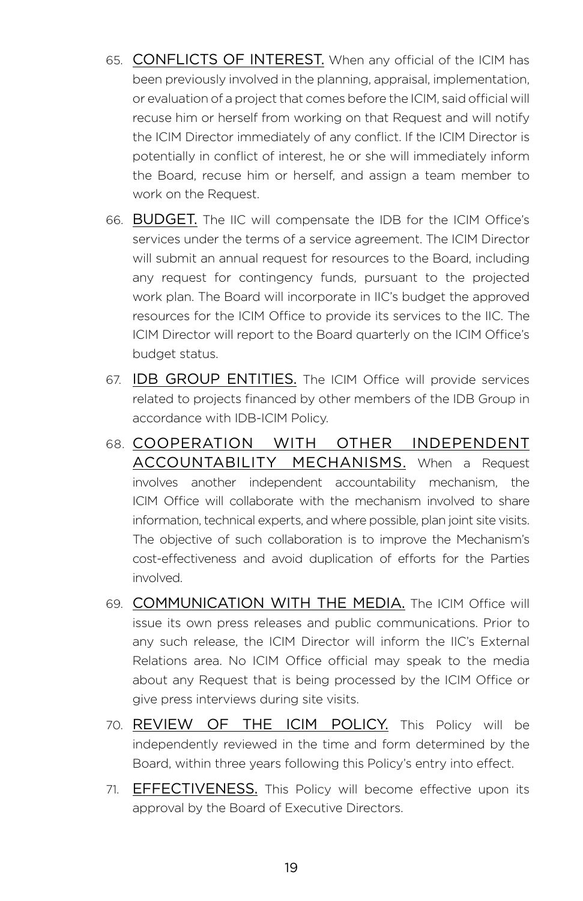65. <u>CONFLICTS OF INTEREST.</u> When any official of the ICIM has been previously involved in the planning, appraisal, implementation, or evaluation of a project that comes before the ICIM, said official will recuse him or herself from working on that Request and will notify the ICIM Director immediately of any conflict. If the ICIM Director is potentially in conflict of interest, he or she will immediately inform the Board, recuse him or herself, and assign a team member to work on the Request.

66. <u>BUDGET.</u> The IIC will compensate the IDB for the ICIM Office's services under the terms of a service agreement. The ICIM Director will submit an annual request for resources to the Board, including any request for contingency funds, pursuant to the projected work plan. The Board will incorporate in IIC's budget the approved resources for the ICIM Office to provide its services to the IIC. The ICIM Director will report to the Board quarterly on the ICIM Office's budget status.

67. <u>IDB GROUP ENTITIES.</u> The ICIM Office will provide services related to projects financed by other members of the IDB Group in accordance with IDB-ICIM Policy.

68. <u>COOPERATION WITH OTHER INDEPENDENT ACCOUNTABILITY MECHANISMS.</u> When a Request involves another independent accountability mechanism, the ICIM Office will collaborate with the mechanism involved to share information, technical experts, and where possible, plan joint site visits. The objective of such collaboration is to improve the Mechanism's cost-effectiveness and avoid duplication of efforts for the Parties involved.

69. <u>COMMUNICATION WITH THE MEDIA.</u> The ICIM Office will issue its own press releases and public communications. Prior to any such release, the ICIM Director will inform the IIC's External Relations area. No ICIM Office official may speak to the media about any Request that is being processed by the ICIM Office or give press interviews during site visits.

70. <u>REVIEW OF THE ICIM POLICY.</u> This Policy will be independently reviewed in the time and form determined by the Board, within three years following this Policy's entry into effect.

71. <u>EFFECTIVENESS.</u> This Policy will become effective upon its approval by the Board of Executive Directors.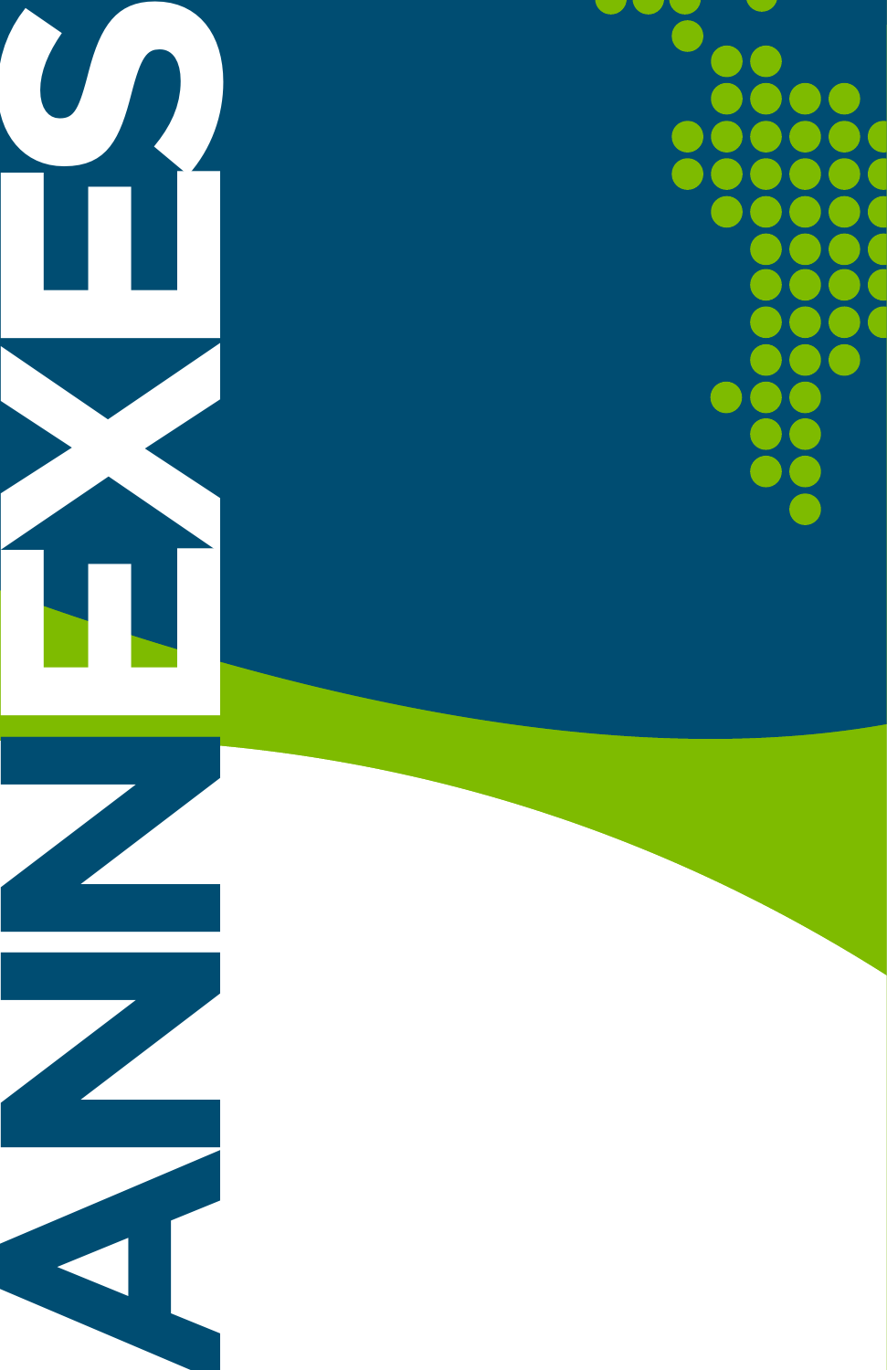# ANNEXES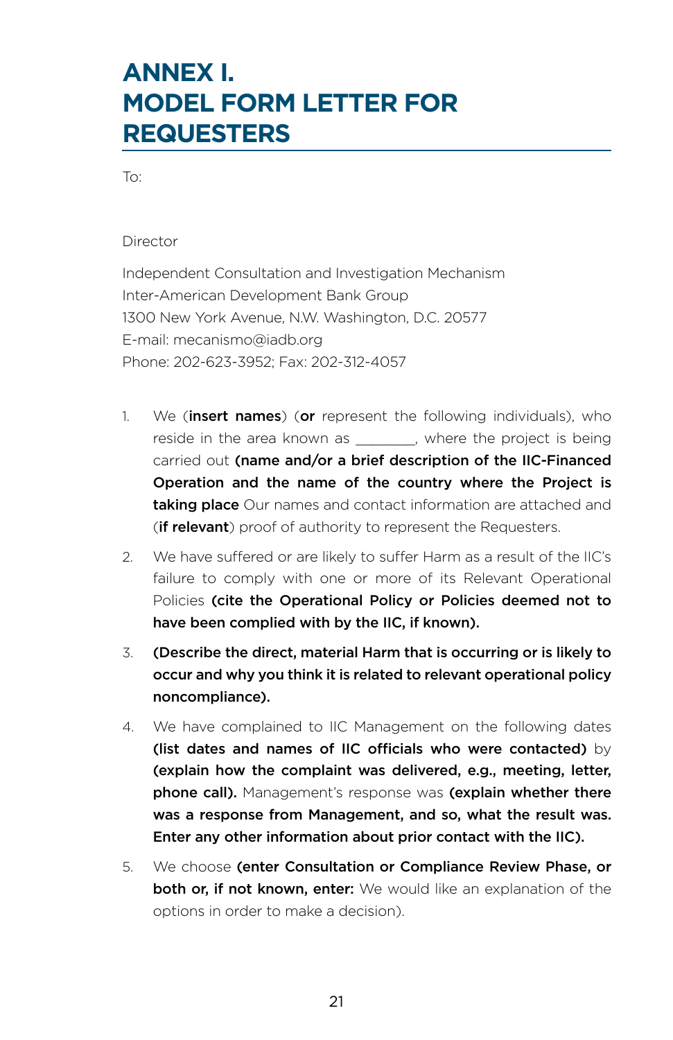# ANNEX I. MODEL FORM LETTER FOR REQUESTERS

To:

Director

Independent Consultation and Investigation Mechanism
Inter-American Development Bank Group
1300 New York Avenue, N.W. Washington, D.C. 20577
E-mail: mecanismo@iadb.org
Phone: 202-623-3952; Fax: 202-312-4057

1. We (**insert names**) (**or** represent the following individuals), who reside in the area known as ________, where the project is being carried out **(name and/or a brief description of the IIC-Financed Operation and the name of the country where the Project is taking place** Our names and contact information are attached and (**if relevant**) proof of authority to represent the Requesters.

2. We have suffered or are likely to suffer Harm as a result of the IIC's failure to comply with one or more of its Relevant Operational Policies **(cite the Operational Policy or Policies deemed not to have been complied with by the IIC, if known).**

3. **(Describe the direct, material Harm that is occurring or is likely to occur and why you think it is related to relevant operational policy noncompliance).**

4. We have complained to IIC Management on the following dates **(list dates and names of IIC officials who were contacted)** by **(explain how the complaint was delivered, e.g., meeting, letter, phone call).** Management's response was **(explain whether there was a response from Management, and so, what the result was. Enter any other information about prior contact with the IIC).**

5. We choose **(enter Consultation or Compliance Review Phase, or both or, if not known, enter:** We would like an explanation of the options in order to make a decision).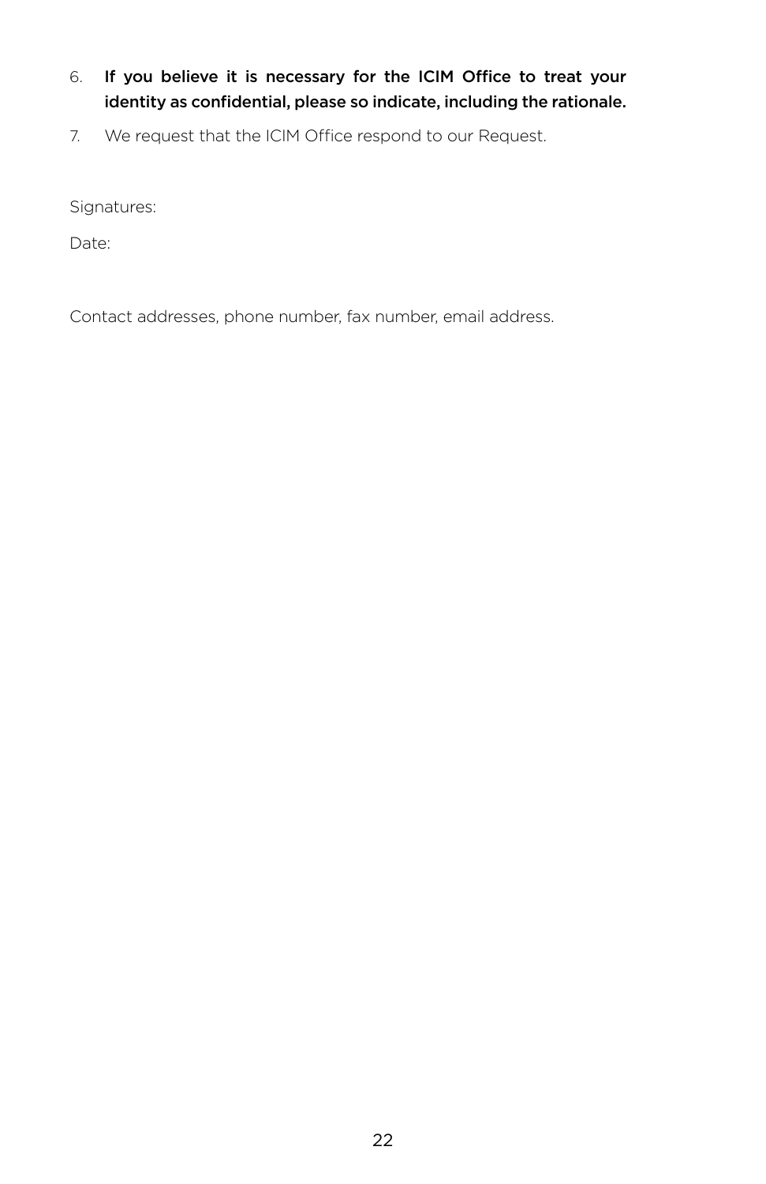6. **If you believe it is necessary for the ICIM Office to treat your identity as confidential, please so indicate, including the rationale.**
7. We request that the ICIM Office respond to our Request.

Signatures:

Date:

Contact addresses, phone number, fax number, email address.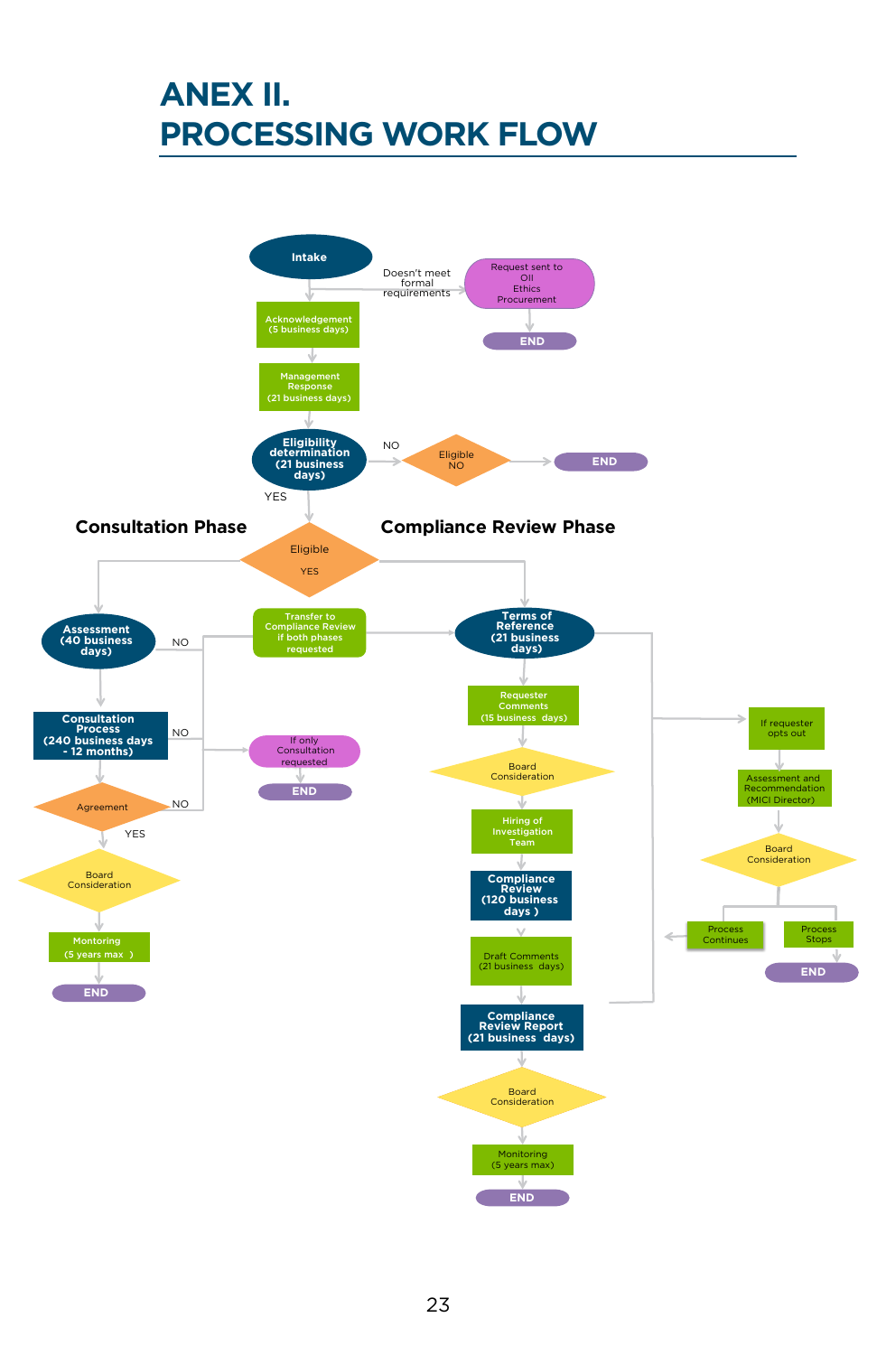# ANEX II.
# PROCESSING WORK FLOW

Intake

Doesn't meet formal requirements

Request sent to OII Ethics Procurement

END

Acknowledgement (5 business days)

Management Response (21 business days)

Eligibility determination (21 business days)

NO

Eligible NO

END

YES

**Consultation Phase**

**Compliance Review Phase**

Eligible YES

Assessment (40 business days)

NO

Transfer to Compliance Review if both phases requested

Terms of Reference (21 business days)

Consultation Process (240 business days - 12 months)

NO

If only Consultation requested

END

Requester Comments (15 business days)

If requester opts out

Agreement

NO

YES

Board Consideration

Assessment and Recommendation (MICI Director)

Hiring of Investigation Team

Board Consideration

Board Consideration

Compliance Review (120 business days )

Process Continues

Process Stops

Montoring (5 years max )

END

END

Draft Comments (21 business days)

Compliance Review Report (21 business days)

Board Consideration

Monitoring (5 years max)

END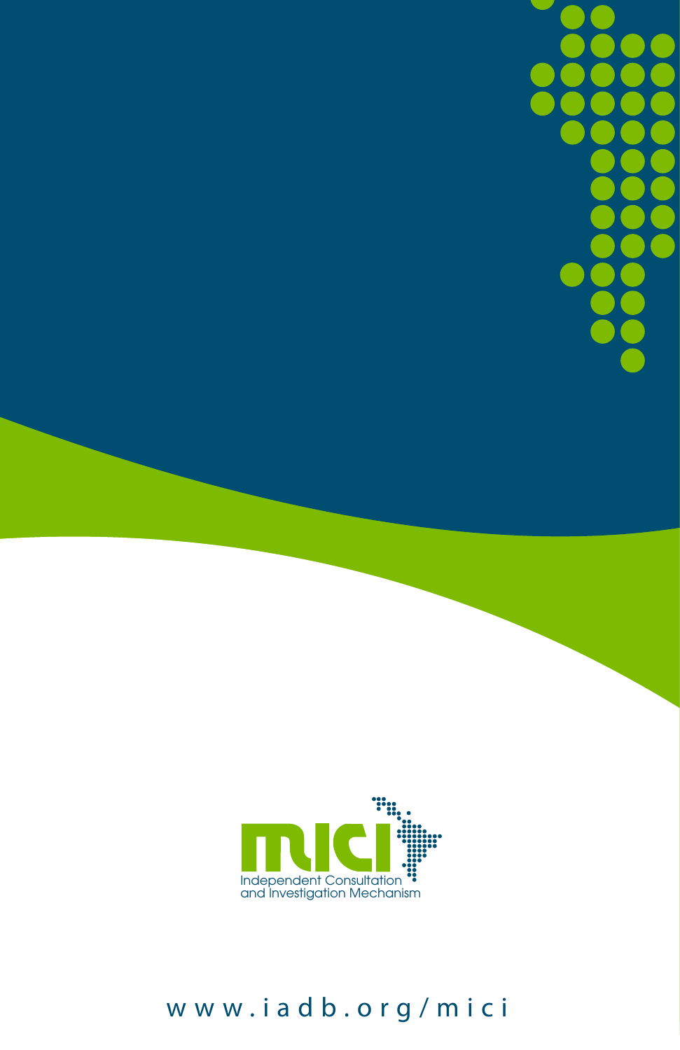mici

Independent Consultation and Investigation Mechanism

www.iadb.org/mici